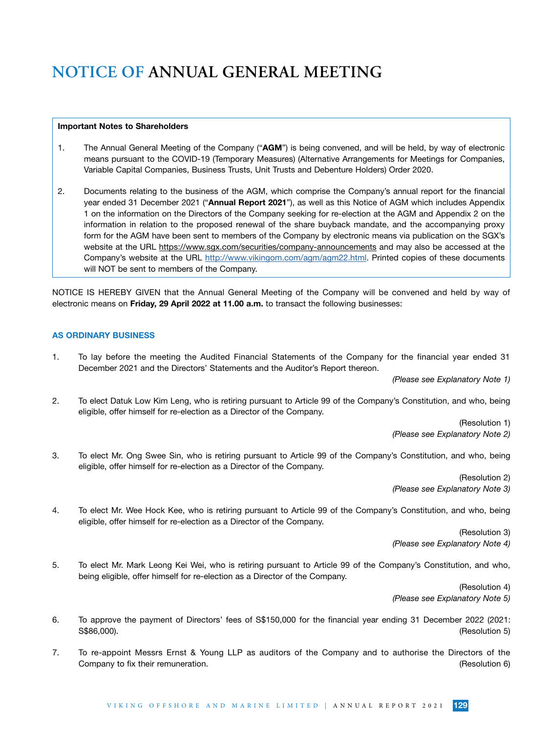# NOTICE OF ANNUAL GENERAL MEETING

**Important Notes to Shareholders**

1. The Annual General Meeting of the Company ("**AGM**") is being convened, and will be held, by way of electronic means pursuant to the COVID-19 (Temporary Measures) (Alternative Arrangements for Meetings for Companies, Variable Capital Companies, Business Trusts, Unit Trusts and Debenture Holders) Order 2020.

2. Documents relating to the business of the AGM, which comprise the Company's annual report for the financial year ended 31 December 2021 ("**Annual Report 2021**"), as well as this Notice of AGM which includes Appendix 1 on the information on the Directors of the Company seeking for re-election at the AGM and Appendix 2 on the information in relation to the proposed renewal of the share buyback mandate, and the accompanying proxy form for the AGM have been sent to members of the Company by electronic means via publication on the SGX's website at the URL https://www.sgx.com/securities/company-announcements and may also be accessed at the Company's website at the URL http://www.vikingom.com/agm/agm22.html. Printed copies of these documents will NOT be sent to members of the Company.

NOTICE IS HEREBY GIVEN that the Annual General Meeting of the Company will be convened and held by way of electronic means on **Friday, 29 April 2022 at 11.00 a.m.** to transact the following businesses:

### AS ORDINARY BUSINESS

1. To lay before the meeting the Audited Financial Statements of the Company for the financial year ended 31 December 2021 and the Directors' Statements and the Auditor's Report thereon.

   *(Please see Explanatory Note 1)*

2. To elect Datuk Low Kim Leng, who is retiring pursuant to Article 99 of the Company's Constitution, and who, being eligible, offer himself for re-election as a Director of the Company.

   (Resolution 1)
   *(Please see Explanatory Note 2)*

3. To elect Mr. Ong Swee Sin, who is retiring pursuant to Article 99 of the Company's Constitution, and who, being eligible, offer himself for re-election as a Director of the Company.

   (Resolution 2)
   *(Please see Explanatory Note 3)*

4. To elect Mr. Wee Hock Kee, who is retiring pursuant to Article 99 of the Company's Constitution, and who, being eligible, offer himself for re-election as a Director of the Company.

   (Resolution 3)
   *(Please see Explanatory Note 4)*

5. To elect Mr. Mark Leong Kei Wei, who is retiring pursuant to Article 99 of the Company's Constitution, and who, being eligible, offer himself for re-election as a Director of the Company.

   (Resolution 4)
   *(Please see Explanatory Note 5)*

6. To approve the payment of Directors' fees of S$150,000 for the financial year ending 31 December 2022 (2021: S$86,000). (Resolution 5)

7. To re-appoint Messrs Ernst & Young LLP as auditors of the Company and to authorise the Directors of the Company to fix their remuneration. (Resolution 6)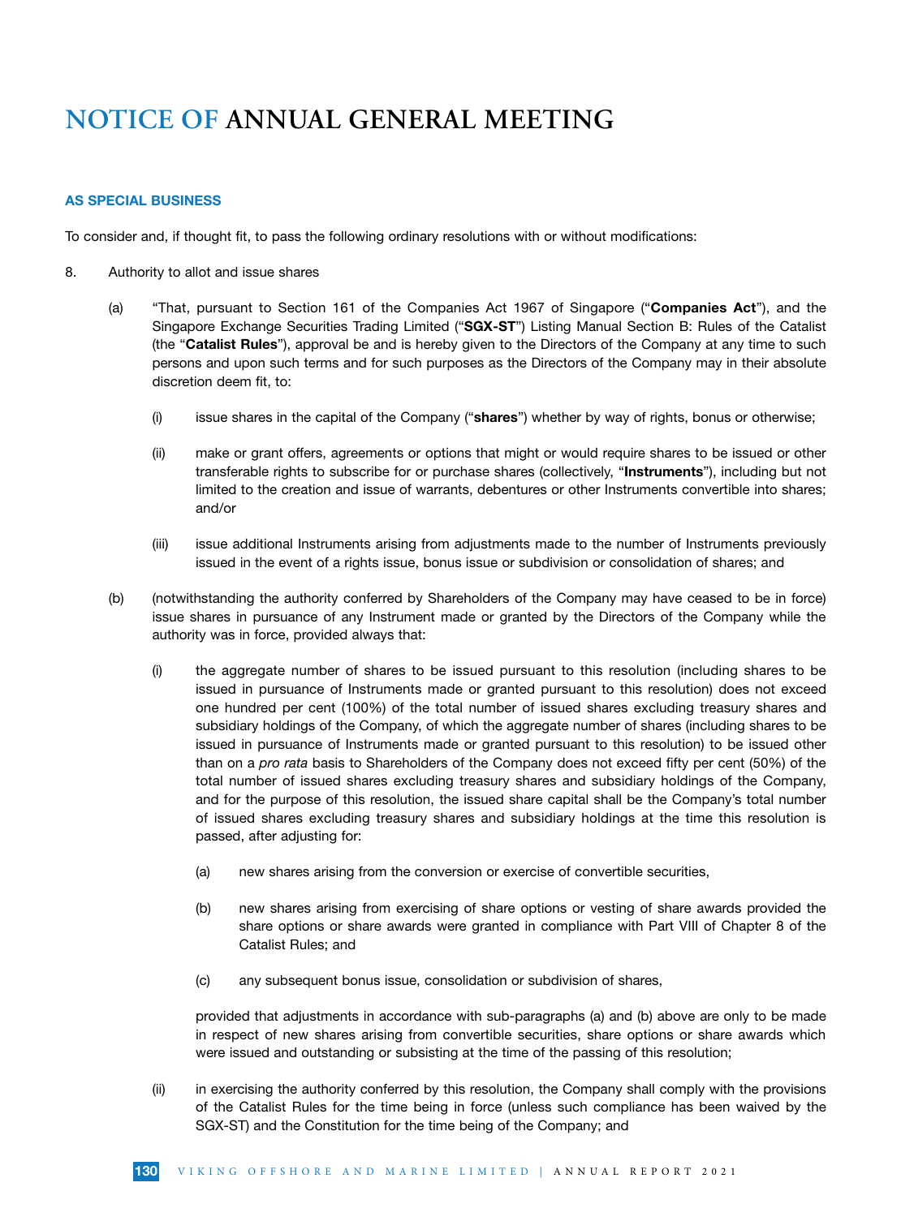# NOTICE OF ANNUAL GENERAL MEETING

### AS SPECIAL BUSINESS

To consider and, if thought fit, to pass the following ordinary resolutions with or without modifications:

8. Authority to allot and issue shares

   (a) "That, pursuant to Section 161 of the Companies Act 1967 of Singapore ("**Companies Act**"), and the Singapore Exchange Securities Trading Limited ("**SGX-ST**") Listing Manual Section B: Rules of the Catalist (the "**Catalist Rules**"), approval be and is hereby given to the Directors of the Company at any time to such persons and upon such terms and for such purposes as the Directors of the Company may in their absolute discretion deem fit, to:

      (i) issue shares in the capital of the Company ("**shares**") whether by way of rights, bonus or otherwise;

      (ii) make or grant offers, agreements or options that might or would require shares to be issued or other transferable rights to subscribe for or purchase shares (collectively, "**Instruments**"), including but not limited to the creation and issue of warrants, debentures or other Instruments convertible into shares; and/or

      (iii) issue additional Instruments arising from adjustments made to the number of Instruments previously issued in the event of a rights issue, bonus issue or subdivision or consolidation of shares; and

   (b) (notwithstanding the authority conferred by Shareholders of the Company may have ceased to be in force) issue shares in pursuance of any Instrument made or granted by the Directors of the Company while the authority was in force, provided always that:

      (i) the aggregate number of shares to be issued pursuant to this resolution (including shares to be issued in pursuance of Instruments made or granted pursuant to this resolution) does not exceed one hundred per cent (100%) of the total number of issued shares excluding treasury shares and subsidiary holdings of the Company, of which the aggregate number of shares (including shares to be issued in pursuance of Instruments made or granted pursuant to this resolution) to be issued other than on a *pro rata* basis to Shareholders of the Company does not exceed fifty per cent (50%) of the total number of issued shares excluding treasury shares and subsidiary holdings of the Company, and for the purpose of this resolution, the issued share capital shall be the Company's total number of issued shares excluding treasury shares and subsidiary holdings at the time this resolution is passed, after adjusting for:

         (a) new shares arising from the conversion or exercise of convertible securities,

         (b) new shares arising from exercising of share options or vesting of share awards provided the share options or share awards were granted in compliance with Part VIII of Chapter 8 of the Catalist Rules; and

         (c) any subsequent bonus issue, consolidation or subdivision of shares,

         provided that adjustments in accordance with sub-paragraphs (a) and (b) above are only to be made in respect of new shares arising from convertible securities, share options or share awards which were issued and outstanding or subsisting at the time of the passing of this resolution;

      (ii) in exercising the authority conferred by this resolution, the Company shall comply with the provisions of the Catalist Rules for the time being in force (unless such compliance has been waived by the SGX-ST) and the Constitution for the time being of the Company; and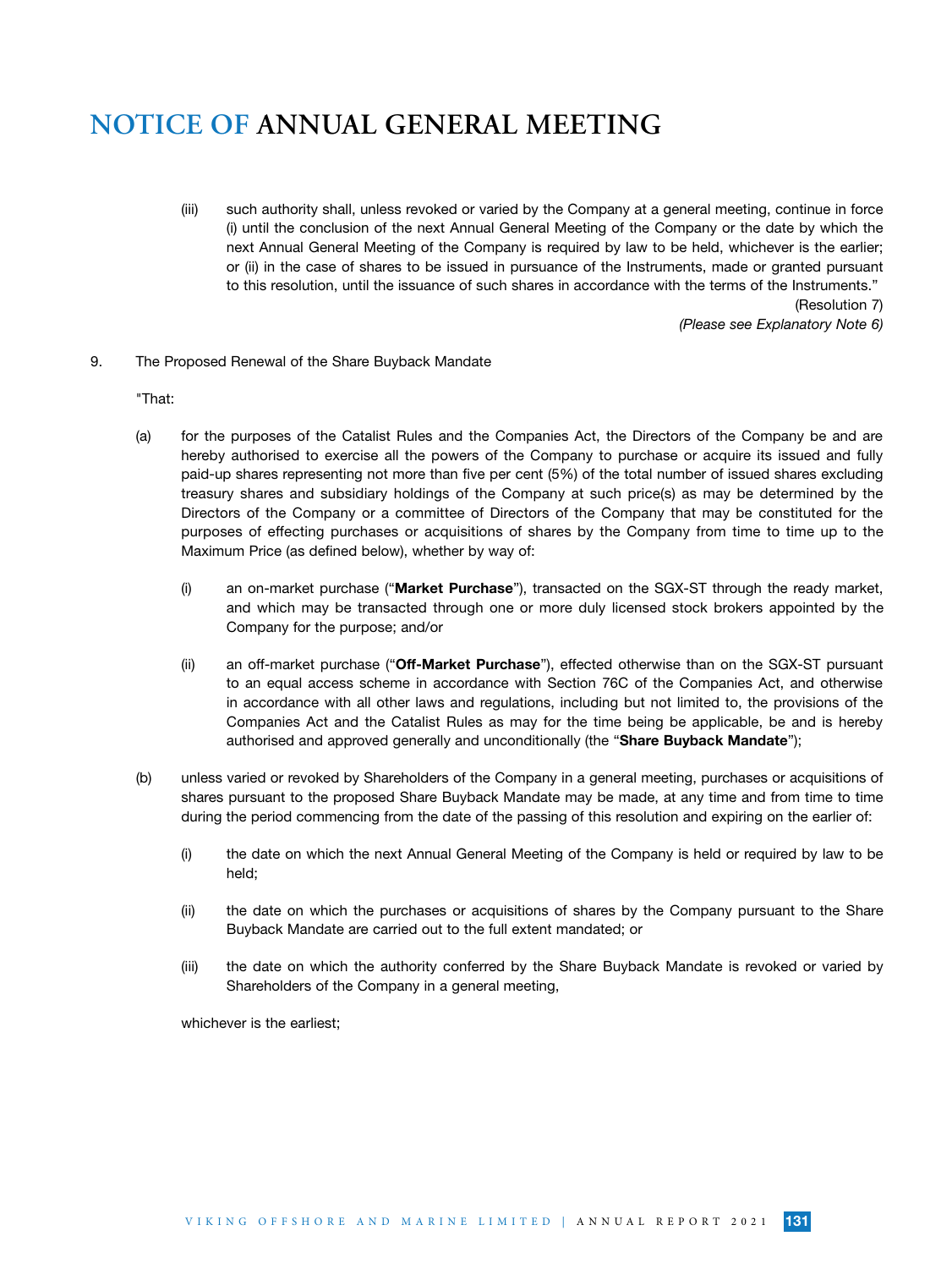# NOTICE OF ANNUAL GENERAL MEETING

(iii) such authority shall, unless revoked or varied by the Company at a general meeting, continue in force (i) until the conclusion of the next Annual General Meeting of the Company or the date by which the next Annual General Meeting of the Company is required by law to be held, whichever is the earlier; or (ii) in the case of shares to be issued in pursuance of the Instruments, made or granted pursuant to this resolution, until the issuance of such shares in accordance with the terms of the Instruments."

(Resolution 7)

*(Please see Explanatory Note 6)*

9. The Proposed Renewal of the Share Buyback Mandate

"That:

(a) for the purposes of the Catalist Rules and the Companies Act, the Directors of the Company be and are hereby authorised to exercise all the powers of the Company to purchase or acquire its issued and fully paid-up shares representing not more than five per cent (5%) of the total number of issued shares excluding treasury shares and subsidiary holdings of the Company at such price(s) as may be determined by the Directors of the Company or a committee of Directors of the Company that may be constituted for the purposes of effecting purchases or acquisitions of shares by the Company from time to time up to the Maximum Price (as defined below), whether by way of:

(i) an on-market purchase ("**Market Purchase**"), transacted on the SGX-ST through the ready market, and which may be transacted through one or more duly licensed stock brokers appointed by the Company for the purpose; and/or

(ii) an off-market purchase ("**Off-Market Purchase**"), effected otherwise than on the SGX-ST pursuant to an equal access scheme in accordance with Section 76C of the Companies Act, and otherwise in accordance with all other laws and regulations, including but not limited to, the provisions of the Companies Act and the Catalist Rules as may for the time being be applicable, be and is hereby authorised and approved generally and unconditionally (the "**Share Buyback Mandate**");

(b) unless varied or revoked by Shareholders of the Company in a general meeting, purchases or acquisitions of shares pursuant to the proposed Share Buyback Mandate may be made, at any time and from time to time during the period commencing from the date of the passing of this resolution and expiring on the earlier of:

(i) the date on which the next Annual General Meeting of the Company is held or required by law to be held;

(ii) the date on which the purchases or acquisitions of shares by the Company pursuant to the Share Buyback Mandate are carried out to the full extent mandated; or

(iii) the date on which the authority conferred by the Share Buyback Mandate is revoked or varied by Shareholders of the Company in a general meeting,

whichever is the earliest;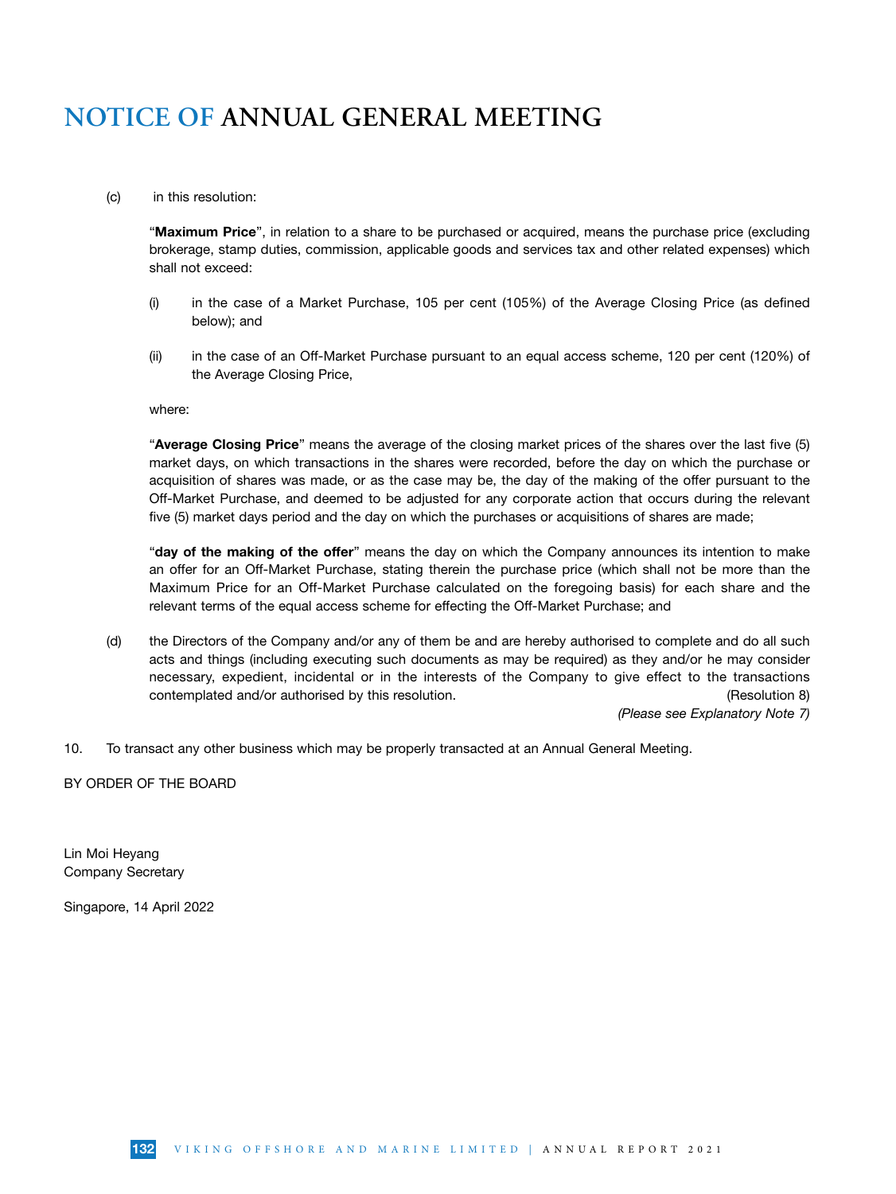# NOTICE OF ANNUAL GENERAL MEETING

(c) in this resolution:

"**Maximum Price**", in relation to a share to be purchased or acquired, means the purchase price (excluding brokerage, stamp duties, commission, applicable goods and services tax and other related expenses) which shall not exceed:

(i) in the case of a Market Purchase, 105 per cent (105%) of the Average Closing Price (as defined below); and

(ii) in the case of an Off-Market Purchase pursuant to an equal access scheme, 120 per cent (120%) of the Average Closing Price,

where:

"**Average Closing Price**" means the average of the closing market prices of the shares over the last five (5) market days, on which transactions in the shares were recorded, before the day on which the purchase or acquisition of shares was made, or as the case may be, the day of the making of the offer pursuant to the Off-Market Purchase, and deemed to be adjusted for any corporate action that occurs during the relevant five (5) market days period and the day on which the purchases or acquisitions of shares are made;

"**day of the making of the offer**" means the day on which the Company announces its intention to make an offer for an Off-Market Purchase, stating therein the purchase price (which shall not be more than the Maximum Price for an Off-Market Purchase calculated on the foregoing basis) for each share and the relevant terms of the equal access scheme for effecting the Off-Market Purchase; and

(d) the Directors of the Company and/or any of them be and are hereby authorised to complete and do all such acts and things (including executing such documents as may be required) as they and/or he may consider necessary, expedient, incidental or in the interests of the Company to give effect to the transactions contemplated and/or authorised by this resolution. (Resolution 8)

*(Please see Explanatory Note 7)*

10. To transact any other business which may be properly transacted at an Annual General Meeting.

BY ORDER OF THE BOARD

Lin Moi Heyang
Company Secretary

Singapore, 14 April 2022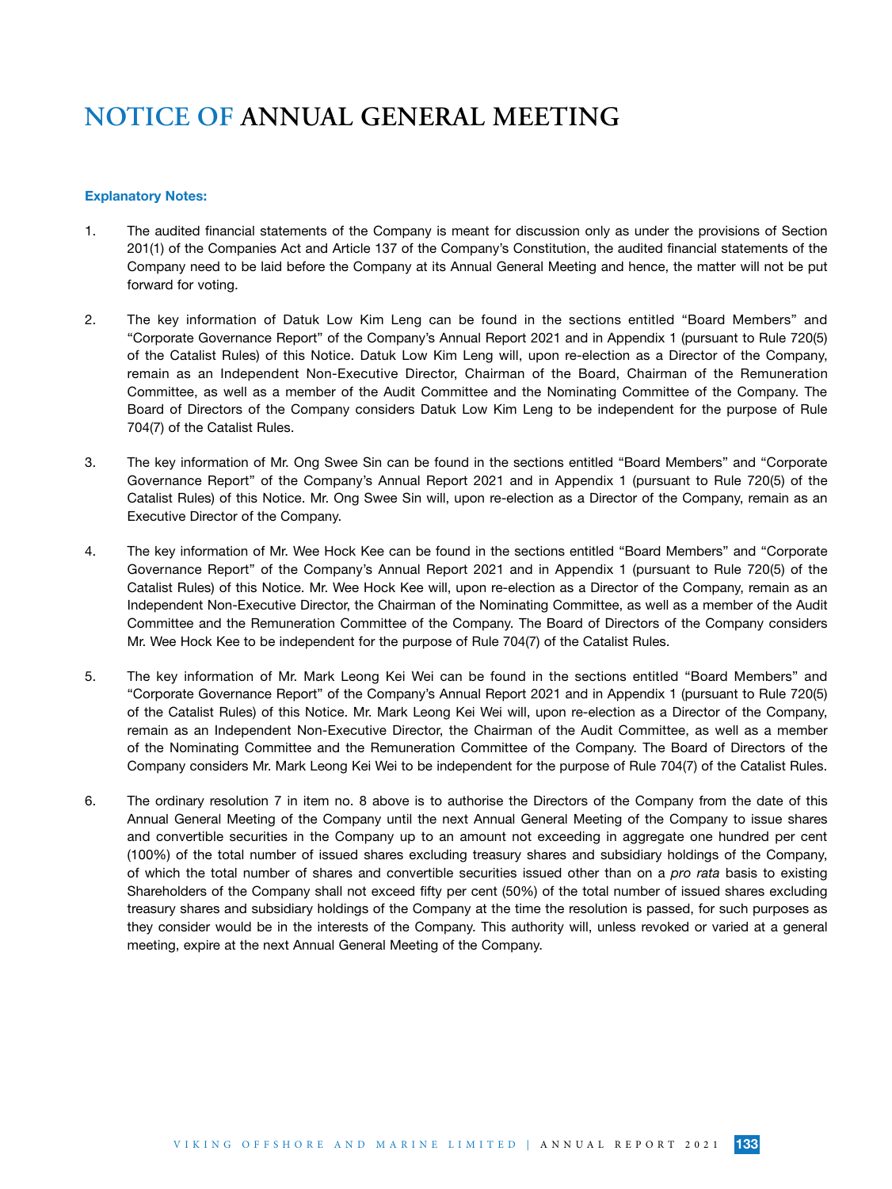# NOTICE OF ANNUAL GENERAL MEETING

**Explanatory Notes:**

1. The audited financial statements of the Company is meant for discussion only as under the provisions of Section 201(1) of the Companies Act and Article 137 of the Company's Constitution, the audited financial statements of the Company need to be laid before the Company at its Annual General Meeting and hence, the matter will not be put forward for voting.

2. The key information of Datuk Low Kim Leng can be found in the sections entitled "Board Members" and "Corporate Governance Report" of the Company's Annual Report 2021 and in Appendix 1 (pursuant to Rule 720(5) of the Catalist Rules) of this Notice. Datuk Low Kim Leng will, upon re-election as a Director of the Company, remain as an Independent Non-Executive Director, Chairman of the Board, Chairman of the Remuneration Committee, as well as a member of the Audit Committee and the Nominating Committee of the Company. The Board of Directors of the Company considers Datuk Low Kim Leng to be independent for the purpose of Rule 704(7) of the Catalist Rules.

3. The key information of Mr. Ong Swee Sin can be found in the sections entitled "Board Members" and "Corporate Governance Report" of the Company's Annual Report 2021 and in Appendix 1 (pursuant to Rule 720(5) of the Catalist Rules) of this Notice. Mr. Ong Swee Sin will, upon re-election as a Director of the Company, remain as an Executive Director of the Company.

4. The key information of Mr. Wee Hock Kee can be found in the sections entitled "Board Members" and "Corporate Governance Report" of the Company's Annual Report 2021 and in Appendix 1 (pursuant to Rule 720(5) of the Catalist Rules) of this Notice. Mr. Wee Hock Kee will, upon re-election as a Director of the Company, remain as an Independent Non-Executive Director, the Chairman of the Nominating Committee, as well as a member of the Audit Committee and the Remuneration Committee of the Company. The Board of Directors of the Company considers Mr. Wee Hock Kee to be independent for the purpose of Rule 704(7) of the Catalist Rules.

5. The key information of Mr. Mark Leong Kei Wei can be found in the sections entitled "Board Members" and "Corporate Governance Report" of the Company's Annual Report 2021 and in Appendix 1 (pursuant to Rule 720(5) of the Catalist Rules) of this Notice. Mr. Mark Leong Kei Wei will, upon re-election as a Director of the Company, remain as an Independent Non-Executive Director, the Chairman of the Audit Committee, as well as a member of the Nominating Committee and the Remuneration Committee of the Company. The Board of Directors of the Company considers Mr. Mark Leong Kei Wei to be independent for the purpose of Rule 704(7) of the Catalist Rules.

6. The ordinary resolution 7 in item no. 8 above is to authorise the Directors of the Company from the date of this Annual General Meeting of the Company until the next Annual General Meeting of the Company to issue shares and convertible securities in the Company up to an amount not exceeding in aggregate one hundred per cent (100%) of the total number of issued shares excluding treasury shares and subsidiary holdings of the Company, of which the total number of shares and convertible securities issued other than on a *pro rata* basis to existing Shareholders of the Company shall not exceed fifty per cent (50%) of the total number of issued shares excluding treasury shares and subsidiary holdings of the Company at the time the resolution is passed, for such purposes as they consider would be in the interests of the Company. This authority will, unless revoked or varied at a general meeting, expire at the next Annual General Meeting of the Company.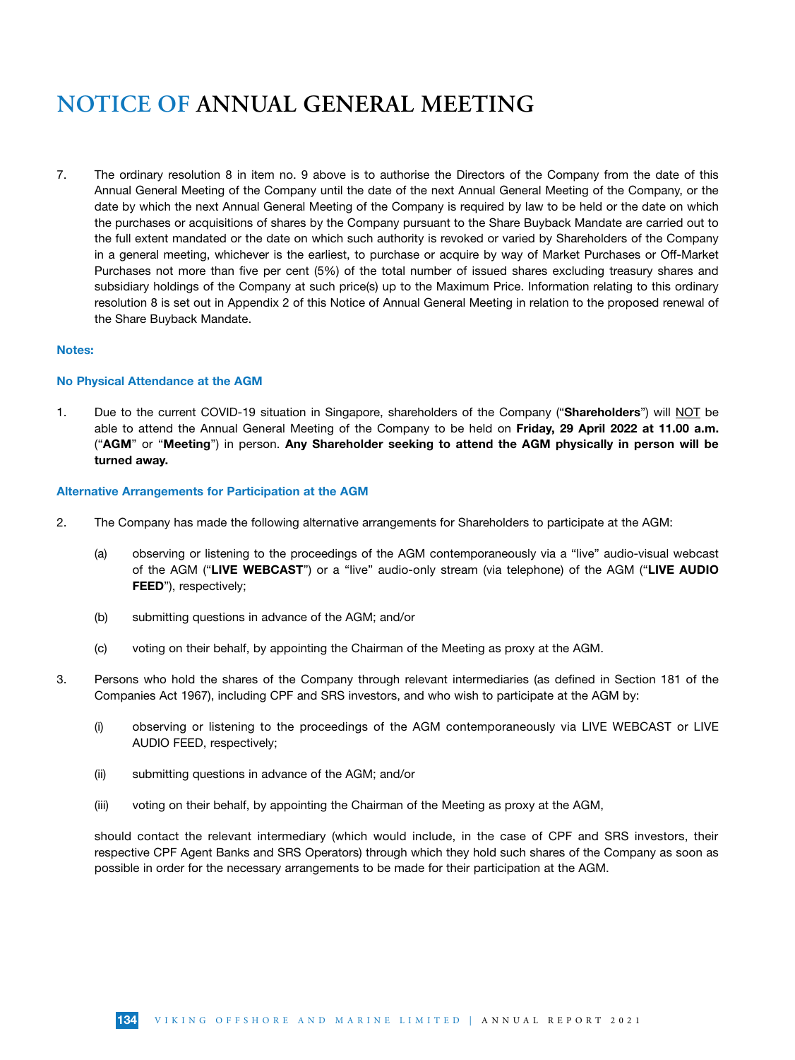# NOTICE OF ANNUAL GENERAL MEETING

7. The ordinary resolution 8 in item no. 9 above is to authorise the Directors of the Company from the date of this Annual General Meeting of the Company until the date of the next Annual General Meeting of the Company, or the date by which the next Annual General Meeting of the Company is required by law to be held or the date on which the purchases or acquisitions of shares by the Company pursuant to the Share Buyback Mandate are carried out to the full extent mandated or the date on which such authority is revoked or varied by Shareholders of the Company in a general meeting, whichever is the earliest, to purchase or acquire by way of Market Purchases or Off-Market Purchases not more than five per cent (5%) of the total number of issued shares excluding treasury shares and subsidiary holdings of the Company at such price(s) up to the Maximum Price. Information relating to this ordinary resolution 8 is set out in Appendix 2 of this Notice of Annual General Meeting in relation to the proposed renewal of the Share Buyback Mandate.

**Notes:**

**No Physical Attendance at the AGM**

1. Due to the current COVID-19 situation in Singapore, shareholders of the Company ("**Shareholders**") will NOT be able to attend the Annual General Meeting of the Company to be held on **Friday, 29 April 2022 at 11.00 a.m.** ("**AGM**" or "**Meeting**") in person. **Any Shareholder seeking to attend the AGM physically in person will be turned away.**

**Alternative Arrangements for Participation at the AGM**

2. The Company has made the following alternative arrangements for Shareholders to participate at the AGM:

   (a) observing or listening to the proceedings of the AGM contemporaneously via a "live" audio-visual webcast of the AGM ("**LIVE WEBCAST**") or a "live" audio-only stream (via telephone) of the AGM ("**LIVE AUDIO FEED**"), respectively;

   (b) submitting questions in advance of the AGM; and/or

   (c) voting on their behalf, by appointing the Chairman of the Meeting as proxy at the AGM.

3. Persons who hold the shares of the Company through relevant intermediaries (as defined in Section 181 of the Companies Act 1967), including CPF and SRS investors, and who wish to participate at the AGM by:

   (i) observing or listening to the proceedings of the AGM contemporaneously via LIVE WEBCAST or LIVE AUDIO FEED, respectively;

   (ii) submitting questions in advance of the AGM; and/or

   (iii) voting on their behalf, by appointing the Chairman of the Meeting as proxy at the AGM,

   should contact the relevant intermediary (which would include, in the case of CPF and SRS investors, their respective CPF Agent Banks and SRS Operators) through which they hold such shares of the Company as soon as possible in order for the necessary arrangements to be made for their participation at the AGM.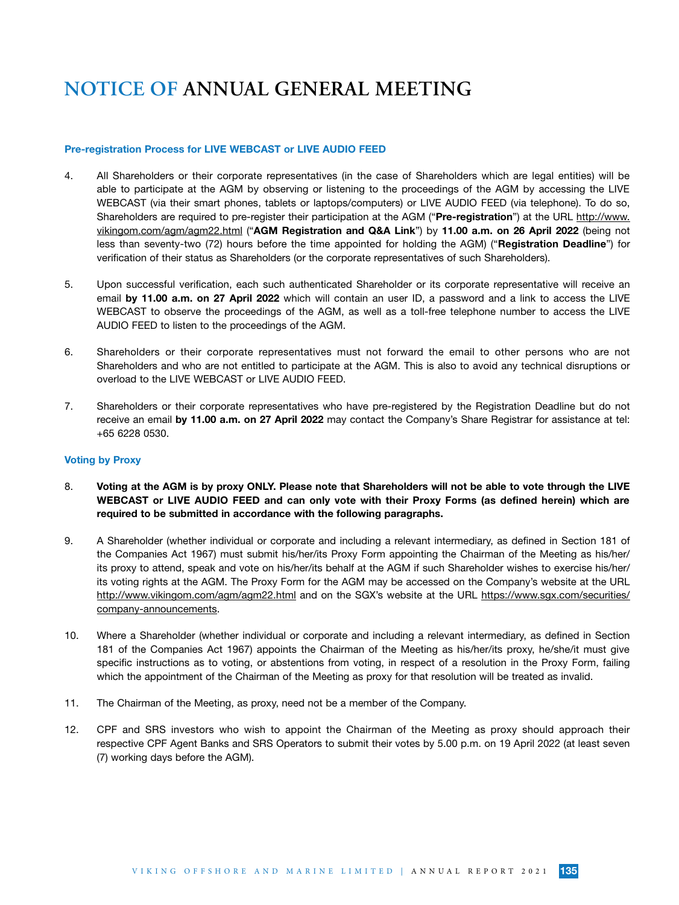# NOTICE OF ANNUAL GENERAL MEETING

### Pre-registration Process for LIVE WEBCAST or LIVE AUDIO FEED

4. All Shareholders or their corporate representatives (in the case of Shareholders which are legal entities) will be able to participate at the AGM by observing or listening to the proceedings of the AGM by accessing the LIVE WEBCAST (via their smart phones, tablets or laptops/computers) or LIVE AUDIO FEED (via telephone). To do so, Shareholders are required to pre-register their participation at the AGM ("**Pre-registration**") at the URL http://www.vikingom.com/agm/agm22.html ("**AGM Registration and Q&A Link**") by **11.00 a.m. on 26 April 2022** (being not less than seventy-two (72) hours before the time appointed for holding the AGM) ("**Registration Deadline**") for verification of their status as Shareholders (or the corporate representatives of such Shareholders).

5. Upon successful verification, each such authenticated Shareholder or its corporate representative will receive an email **by 11.00 a.m. on 27 April 2022** which will contain an user ID, a password and a link to access the LIVE WEBCAST to observe the proceedings of the AGM, as well as a toll-free telephone number to access the LIVE AUDIO FEED to listen to the proceedings of the AGM.

6. Shareholders or their corporate representatives must not forward the email to other persons who are not Shareholders and who are not entitled to participate at the AGM. This is also to avoid any technical disruptions or overload to the LIVE WEBCAST or LIVE AUDIO FEED.

7. Shareholders or their corporate representatives who have pre-registered by the Registration Deadline but do not receive an email **by 11.00 a.m. on 27 April 2022** may contact the Company's Share Registrar for assistance at tel: +65 6228 0530.

### Voting by Proxy

8. **Voting at the AGM is by proxy ONLY. Please note that Shareholders will not be able to vote through the LIVE WEBCAST or LIVE AUDIO FEED and can only vote with their Proxy Forms (as defined herein) which are required to be submitted in accordance with the following paragraphs.**

9. A Shareholder (whether individual or corporate and including a relevant intermediary, as defined in Section 181 of the Companies Act 1967) must submit his/her/its Proxy Form appointing the Chairman of the Meeting as his/her/its proxy to attend, speak and vote on his/her/its behalf at the AGM if such Shareholder wishes to exercise his/her/its voting rights at the AGM. The Proxy Form for the AGM may be accessed on the Company's website at the URL http://www.vikingom.com/agm/agm22.html and on the SGX's website at the URL https://www.sgx.com/securities/company-announcements.

10. Where a Shareholder (whether individual or corporate and including a relevant intermediary, as defined in Section 181 of the Companies Act 1967) appoints the Chairman of the Meeting as his/her/its proxy, he/she/it must give specific instructions as to voting, or abstentions from voting, in respect of a resolution in the Proxy Form, failing which the appointment of the Chairman of the Meeting as proxy for that resolution will be treated as invalid.

11. The Chairman of the Meeting, as proxy, need not be a member of the Company.

12. CPF and SRS investors who wish to appoint the Chairman of the Meeting as proxy should approach their respective CPF Agent Banks and SRS Operators to submit their votes by 5.00 p.m. on 19 April 2022 (at least seven (7) working days before the AGM).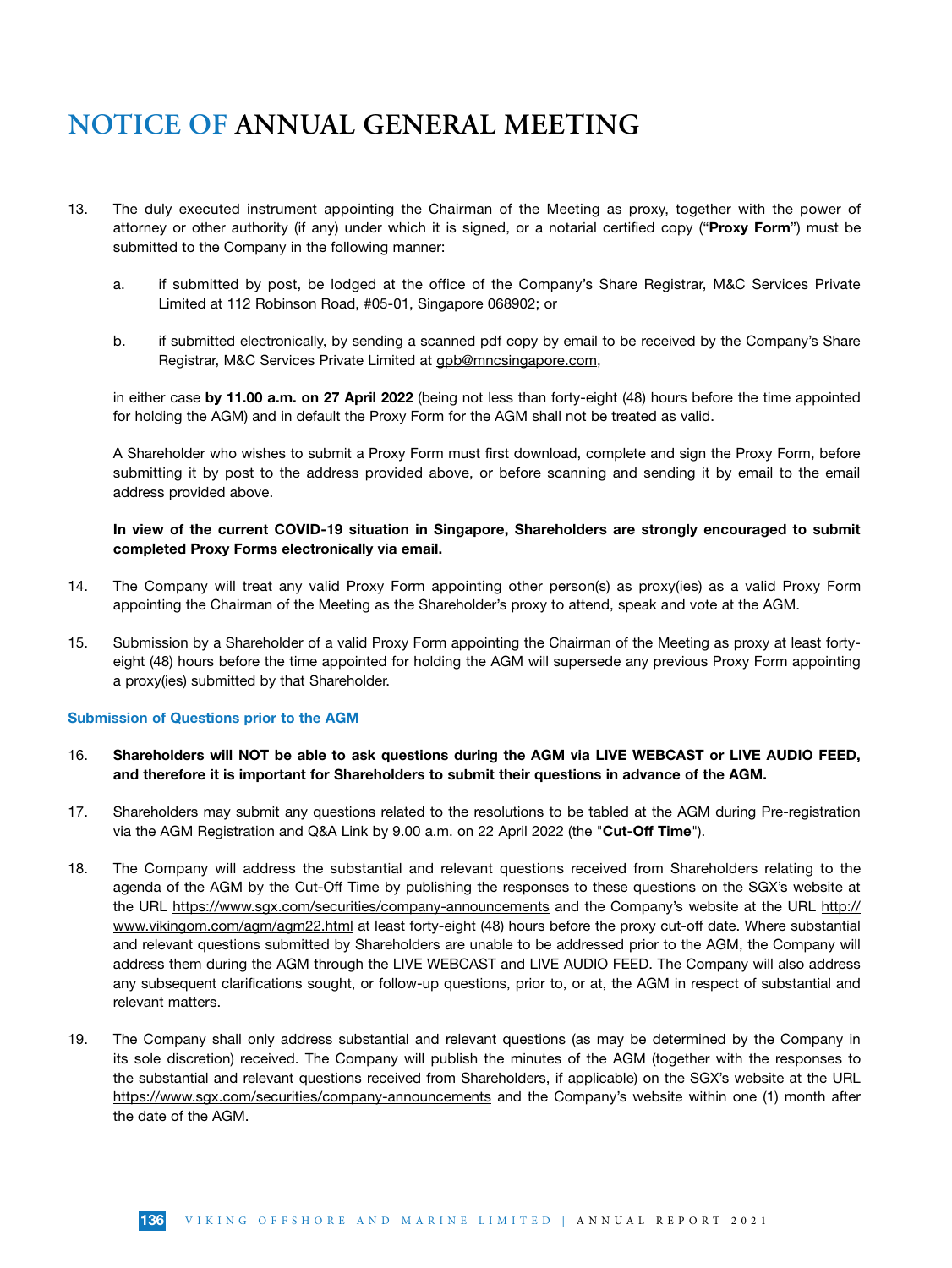# NOTICE OF ANNUAL GENERAL MEETING

13. The duly executed instrument appointing the Chairman of the Meeting as proxy, together with the power of attorney or other authority (if any) under which it is signed, or a notarial certified copy ("**Proxy Form**") must be submitted to the Company in the following manner:

    a. if submitted by post, be lodged at the office of the Company's Share Registrar, M&C Services Private Limited at 112 Robinson Road, #05-01, Singapore 068902; or

    b. if submitted electronically, by sending a scanned pdf copy by email to be received by the Company's Share Registrar, M&C Services Private Limited at gpb@mncsingapore.com,

    in either case **by 11.00 a.m. on 27 April 2022** (being not less than forty-eight (48) hours before the time appointed for holding the AGM) and in default the Proxy Form for the AGM shall not be treated as valid.

    A Shareholder who wishes to submit a Proxy Form must first download, complete and sign the Proxy Form, before submitting it by post to the address provided above, or before scanning and sending it by email to the email address provided above.

    **In view of the current COVID-19 situation in Singapore, Shareholders are strongly encouraged to submit completed Proxy Forms electronically via email.**

14. The Company will treat any valid Proxy Form appointing other person(s) as proxy(ies) as a valid Proxy Form appointing the Chairman of the Meeting as the Shareholder's proxy to attend, speak and vote at the AGM.

15. Submission by a Shareholder of a valid Proxy Form appointing the Chairman of the Meeting as proxy at least forty-eight (48) hours before the time appointed for holding the AGM will supersede any previous Proxy Form appointing a proxy(ies) submitted by that Shareholder.

### Submission of Questions prior to the AGM

16. **Shareholders will NOT be able to ask questions during the AGM via LIVE WEBCAST or LIVE AUDIO FEED, and therefore it is important for Shareholders to submit their questions in advance of the AGM.**

17. Shareholders may submit any questions related to the resolutions to be tabled at the AGM during Pre-registration via the AGM Registration and Q&A Link by 9.00 a.m. on 22 April 2022 (the "**Cut-Off Time**").

18. The Company will address the substantial and relevant questions received from Shareholders relating to the agenda of the AGM by the Cut-Off Time by publishing the responses to these questions on the SGX's website at the URL https://www.sgx.com/securities/company-announcements and the Company's website at the URL http://www.vikingom.com/agm/agm22.html at least forty-eight (48) hours before the proxy cut-off date. Where substantial and relevant questions submitted by Shareholders are unable to be addressed prior to the AGM, the Company will address them during the AGM through the LIVE WEBCAST and LIVE AUDIO FEED. The Company will also address any subsequent clarifications sought, or follow-up questions, prior to, or at, the AGM in respect of substantial and relevant matters.

19. The Company shall only address substantial and relevant questions (as may be determined by the Company in its sole discretion) received. The Company will publish the minutes of the AGM (together with the responses to the substantial and relevant questions received from Shareholders, if applicable) on the SGX's website at the URL https://www.sgx.com/securities/company-announcements and the Company's website within one (1) month after the date of the AGM.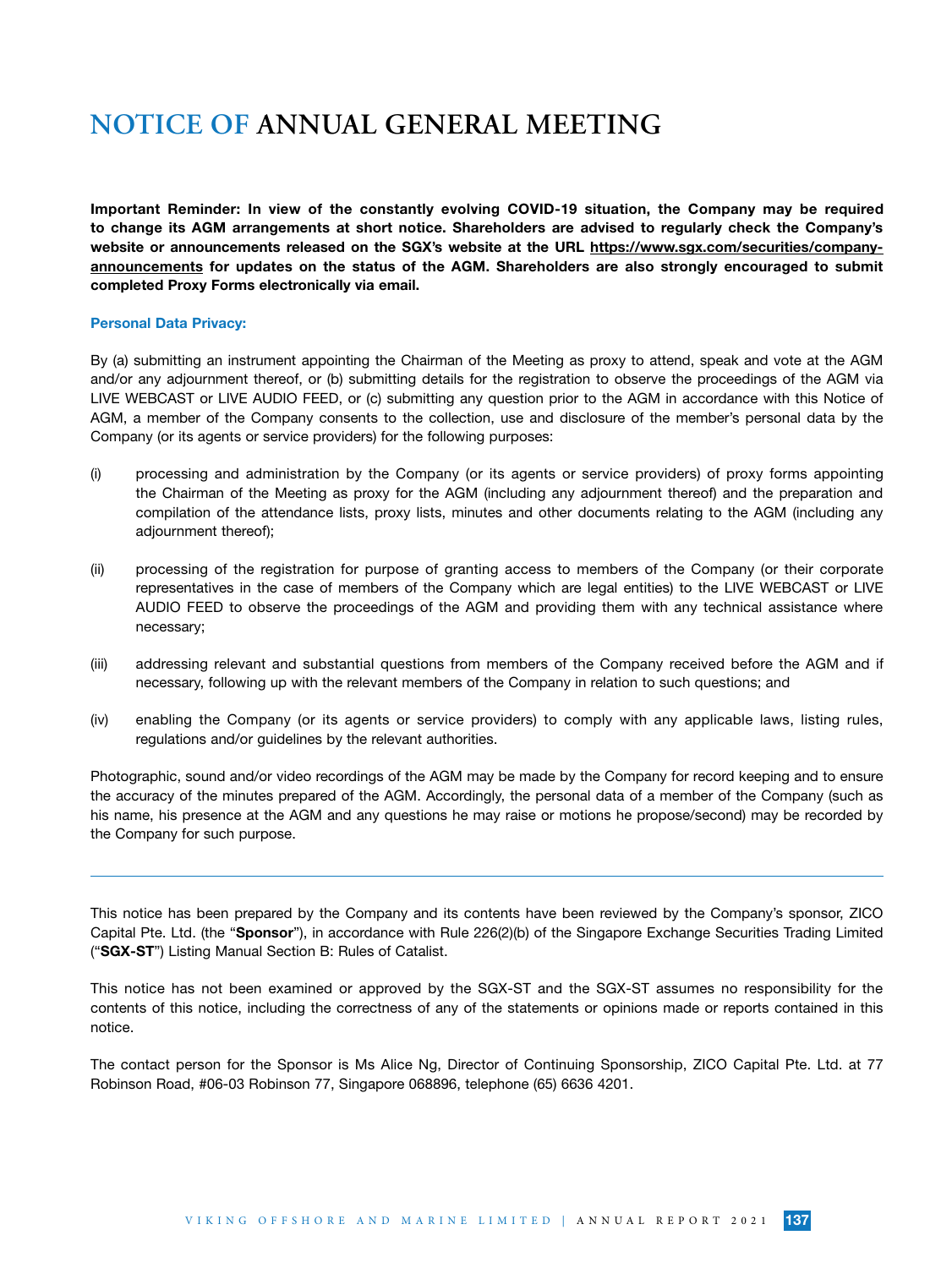# NOTICE OF ANNUAL GENERAL MEETING

**Important Reminder: In view of the constantly evolving COVID-19 situation, the Company may be required to change its AGM arrangements at short notice. Shareholders are advised to regularly check the Company's website or announcements released on the SGX's website at the URL https://www.sgx.com/securities/company-announcements for updates on the status of the AGM. Shareholders are also strongly encouraged to submit completed Proxy Forms electronically via email.**

**Personal Data Privacy:**

By (a) submitting an instrument appointing the Chairman of the Meeting as proxy to attend, speak and vote at the AGM and/or any adjournment thereof, or (b) submitting details for the registration to observe the proceedings of the AGM via LIVE WEBCAST or LIVE AUDIO FEED, or (c) submitting any question prior to the AGM in accordance with this Notice of AGM, a member of the Company consents to the collection, use and disclosure of the member's personal data by the Company (or its agents or service providers) for the following purposes:

(i) processing and administration by the Company (or its agents or service providers) of proxy forms appointing the Chairman of the Meeting as proxy for the AGM (including any adjournment thereof) and the preparation and compilation of the attendance lists, proxy lists, minutes and other documents relating to the AGM (including any adjournment thereof);

(ii) processing of the registration for purpose of granting access to members of the Company (or their corporate representatives in the case of members of the Company which are legal entities) to the LIVE WEBCAST or LIVE AUDIO FEED to observe the proceedings of the AGM and providing them with any technical assistance where necessary;

(iii) addressing relevant and substantial questions from members of the Company received before the AGM and if necessary, following up with the relevant members of the Company in relation to such questions; and

(iv) enabling the Company (or its agents or service providers) to comply with any applicable laws, listing rules, regulations and/or guidelines by the relevant authorities.

Photographic, sound and/or video recordings of the AGM may be made by the Company for record keeping and to ensure the accuracy of the minutes prepared of the AGM. Accordingly, the personal data of a member of the Company (such as his name, his presence at the AGM and any questions he may raise or motions he propose/second) may be recorded by the Company for such purpose.

---

This notice has been prepared by the Company and its contents have been reviewed by the Company's sponsor, ZICO Capital Pte. Ltd. (the "**Sponsor**"), in accordance with Rule 226(2)(b) of the Singapore Exchange Securities Trading Limited ("**SGX-ST**") Listing Manual Section B: Rules of Catalist.

This notice has not been examined or approved by the SGX-ST and the SGX-ST assumes no responsibility for the contents of this notice, including the correctness of any of the statements or opinions made or reports contained in this notice.

The contact person for the Sponsor is Ms Alice Ng, Director of Continuing Sponsorship, ZICO Capital Pte. Ltd. at 77 Robinson Road, #06-03 Robinson 77, Singapore 068896, telephone (65) 6636 4201.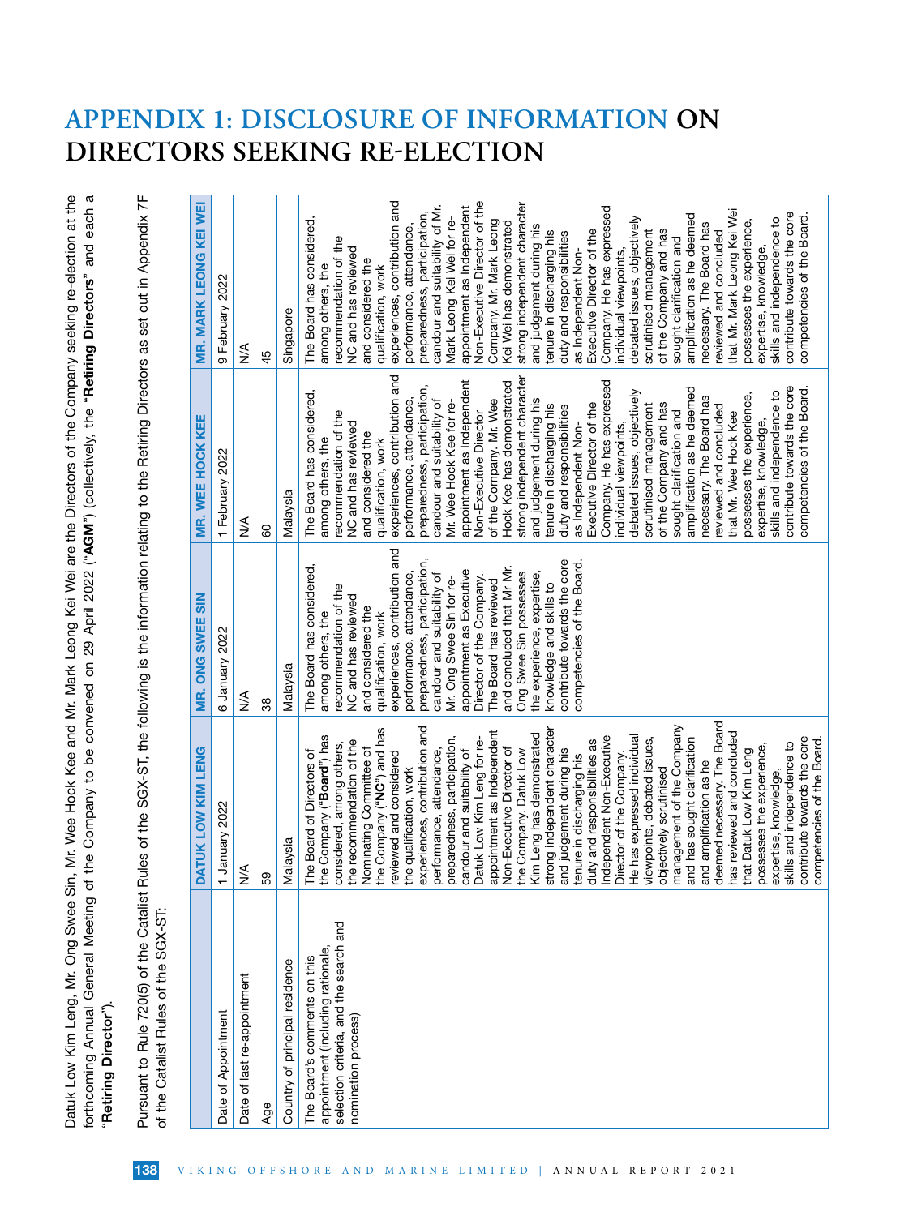# APPENDIX 1: DISCLOSURE OF INFORMATION ON DIRECTORS SEEKING RE-ELECTION

Datuk Low Kim Leng, Mr. Ong Swee Sin, Mr. Wee Hock Kee and Mr. Mark Leong Kei Wei are the Directors of the Company seeking re-election at the forthcoming Annual General Meeting of the Company to be convened on 29 April 2022 ("**AGM**") (collectively, the "**Retiring Directors**" and each a "**Retiring Director**").

Pursuant to Rule 720(5) of the Catalist Rules of the SGX-ST, the following is the information relating to the Retiring Directors as set out in Appendix 7F of the Catalist Rules of the SGX-ST:

| | DATUK LOW KIM LENG | MR. ONG SWEE SIN | MR. WEE HOCK KEE | MR. MARK LEONG KEI WEI |
|---|---|---|---|---|
| Date of Appointment | 1 January 2022 | 6 January 2022 | 1 February 2022 | 9 February 2022 |
| Date of last re-appointment | N/A | N/A | N/A | N/A |
| Age | 59 | 38 | 60 | 45 |
| Country of principal residence | Malaysia | Malaysia | Malaysia | Singapore |
| The Board's comments on this appointment (including rationale, selection criteria, and the search and nomination process) | The Board of Directors of the Company ("**Board**") has considered, among others, the recommendation of the Nominating Committee of the Company ("**NC**") and has reviewed and considered the qualification, work experiences, contribution and performance, attendance, preparedness, participation, candour and suitability of Datuk Low Kim Leng for re-appointment as Independent Non-Executive Director of the Company. Datuk Low Kim Leng has demonstrated strong independent character and judgement during his tenure in discharging his duty and responsibilities as Independent Non-Executive Director of the Company. He has expressed individual viewpoints, debated issues, objectively scrutinised management of the Company and has sought clarification and amplification as he deemed necessary. The Board has reviewed and concluded that Datuk Low Kim Leng possesses the experience, expertise, knowledge, skills and independence to contribute towards the core competencies of the Board. | The Board has considered, among others, the recommendation of the NC and has reviewed and considered the qualification, work experiences, contribution and performance, attendance, preparedness, participation, candour and suitability of Mr. Ong Swee Sin for re-appointment as Executive Director of the Company. The Board has reviewed and concluded that Mr. Ong Swee Sin possesses the experience, expertise, knowledge and skills to contribute towards the core competencies of the Board. | The Board has considered, among others, the recommendation of the NC and has reviewed and considered the qualification, work experiences, contribution and performance, attendance, preparedness, participation, candour and suitability of Mr. Wee Hock Kee for re-appointment as Independent Non-Executive Director of the Company. Mr. Wee Hock Kee has demonstrated strong independent character and judgement during his tenure in discharging his duty and responsibilities as Independent Non-Executive Director of the Company. He has expressed individual viewpoints, debated issues, objectively scrutinised management of the Company and has sought clarification and amplification as he deemed necessary. The Board has reviewed and concluded that Mr. Wee Hock Kee possesses the experience, expertise, knowledge, skills and independence to contribute towards the core competencies of the Board. | The Board has considered, among others, the recommendation of the NC and has reviewed and considered the qualification, work experiences, contribution and performance, attendance, preparedness, participation, candour and suitability of Mr. Mark Leong Kei Wei for re-appointment as Independent Non-Executive Director of the Company. Mr. Mark Leong Kei Wei has demonstrated strong independent character and judgement during his tenure in discharging his duty and responsibilities as Independent Non-Executive Director of the Company. He has expressed individual viewpoints, debated issues, objectively scrutinised management of the Company and has sought clarification and amplification as he deemed necessary. The Board has reviewed and concluded that Mr. Mark Leong Kei Wei possesses the experience, expertise, knowledge, skills and independence to contribute towards the core competencies of the Board. |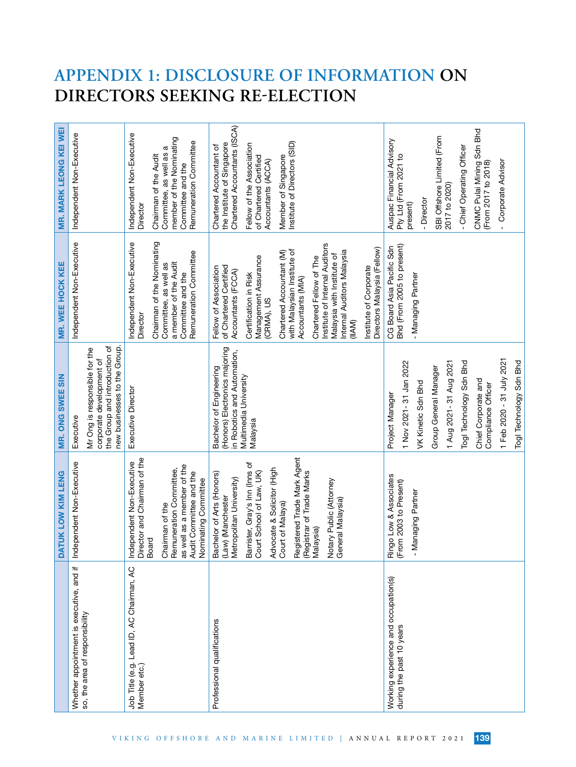# APPENDIX 1: DISCLOSURE OF INFORMATION ON DIRECTORS SEEKING RE-ELECTION

| | DATUK LOW KIM LENG | MR. ONG SWEE SIN | MR. WEE HOCK KEE | MR. MARK LEONG KEI WEI |
|---|---|---|---|---|
| Whether appointment is executive, and if so, the area of responsibility | Independent Non-Executive | Executive<br><br>Mr Ong is responsible for the corporate development of the Group and introduction of new businesses to the Group. | Independent Non-Executive | Independent Non-Executive |
| Job Title (e.g. Lead ID, AC Chairman, AC Member etc.) | Independent Non-Executive Director and Chairman of the Board<br><br>Chairman of the Remuneration Committee, as well as a member of the Audit Committee and the Nominating Committee | Executive Director | Independent Non-Executive Director<br><br>Chairman of the Nominating Committee, as well as a member of the Audit Committee and the Remuneration Committee | Independent Non-Executive Director<br><br>Chairman of the Audit Committee, as well as a member of the Nominating Committee and the Remuneration Committee |
| Professional qualifications | Bachelor of Arts (Honors) (Law) (Manchester Metropolitan University)<br><br>Barrister, Gray's Inn (Inns of Court School of Law, UK)<br><br>Advocate & Solicitor (High Court of Malaya)<br><br>Registered Trade Mark Agent (Registrar of Trade Marks Malaysia)<br><br>Notary Public (Attorney General Malaysia) | Bachelor of Engineering (Honors) Electronics majoring in Robotics and Automation, Multimedia University Malaysia | Fellow of Association of Chartered Certified Accountants (FCCA)<br><br>Certification in Risk Management Assurance (CRMA), US<br><br>Chartered Accountant (M) with Malaysian Institute of Accountants (MIA)<br><br>Chartered Fellow of The Institute of Internal Auditors Malaysia with Institute of Internal Auditors Malaysia (IIAM)<br><br>Institute of Corporate Directors Malaysia (Fellow) | Chartered Accountant of the Institute of Singapore Chartered Accountants (ISCA)<br><br>Fellow of the Association of Chartered Certified Accountants (ACCA)<br><br>Member of Singapore Institute of Directors (SID) |
| Working experience and occupation(s) during the past 10 years | Ringo Low & Associates (From 2003 to Present)<br><br>- Managing Partner | Project Manager<br><br>1 Nov 2021- 31 Jan 2022<br><br>VK Kinetic Sdn Bhd<br><br>Group General Manager<br><br>1 Aug 2021- 31 Aug 2021<br><br>Togl Technology Sdn Bhd<br><br>Chief Corporate and Compliance Officer<br><br>1 Feb 2020 - 31 July 2021<br><br>Togl Technology Sdn Bhd | CG Board Asia Pacific Sdn Bhd (From 2005 to present)<br><br>- Managing Partner | Auspac Financial Advisory Pty Ltd (From 2021 to present)<br><br>- Director<br><br>SBI Offshore Limited (From 2017 to 2020)<br><br>- Chief Operating Officer<br><br>CNMC Pulai Mining Sdn Bhd (From 2017 to 2018)<br><br>- Corporate Advisor |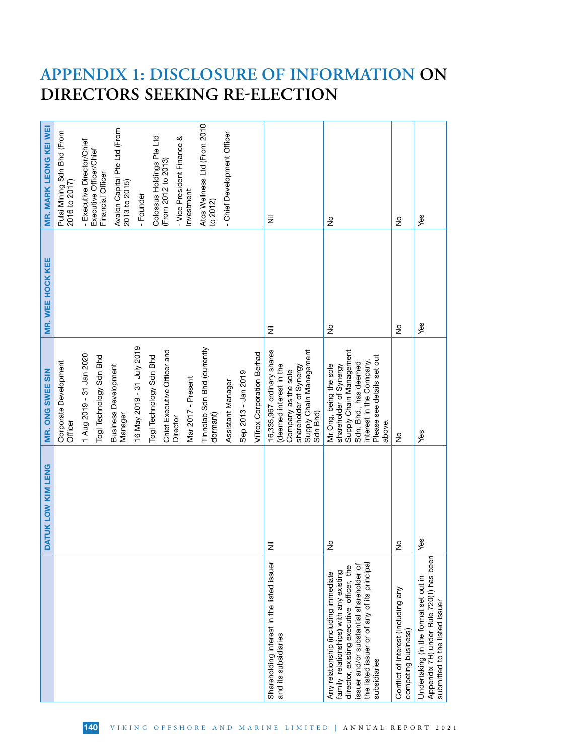# APPENDIX 1: DISCLOSURE OF INFORMATION ON DIRECTORS SEEKING RE-ELECTION

| | DATUK LOW KIM LENG | MR. ONG SWEE SIN | MR. WEE HOCK KEE | MR. MARK LEONG KEI WEI |
|---|---|---|---|---|
| | | Corporate Development Officer<br>1 Aug 2019 - 31 Jan 2020<br>Togl Technology Sdn Bhd<br>Business Development Manager<br>16 May 2019 - 31 July 2019<br>Togl Technology Sdn Bhd<br>Chief Executive Officer and Director<br>Mar 2017 - Present<br>Tinnolab Sdn Bhd (currently dormant)<br>Assistant Manager<br>Sep 2013 - Jan 2019<br>ViTrox Corporation Berhad | | Pulai Mining Sdn Bhd (From 2016 to 2017)<br>- Executive Director/Chief Executive Officer/Chief Financial Officer<br>Avalon Capital Pte Ltd (From 2013 to 2015)<br>- Founder<br>Colossus Holdings Pte Ltd (From 2012 to 2013)<br>- Vice President Finance & Investment<br>Atos Wellness Ltd (From 2010 to 2012)<br>- Chief Development Officer |
| Shareholding interest in the listed issuer and its subsidiaries | Nil | 16,335,967 ordinary shares (deemed interest in the Company as the sole shareholder of Synergy Supply Chain Management Sdn Bhd) | Nil | Nil |
| Any relationship (including immediate family relationships) with any existing director, existing executive officer, the issuer and/or substantial shareholder of the listed issuer or of any of its principal subsidiaries | No | Mr Ong, being the sole shareholder of Synergy Supply Chain Management Sdn. Bhd., has deemed interest in the Company. Please see details set out above. | No | No |
| Conflict of Interest (including any competing business) | No | No | No | No |
| Undertaking (in the format set out in Appendix 7H) under Rule 720(1) has been submitted to the listed issuer | Yes | Yes | Yes | Yes |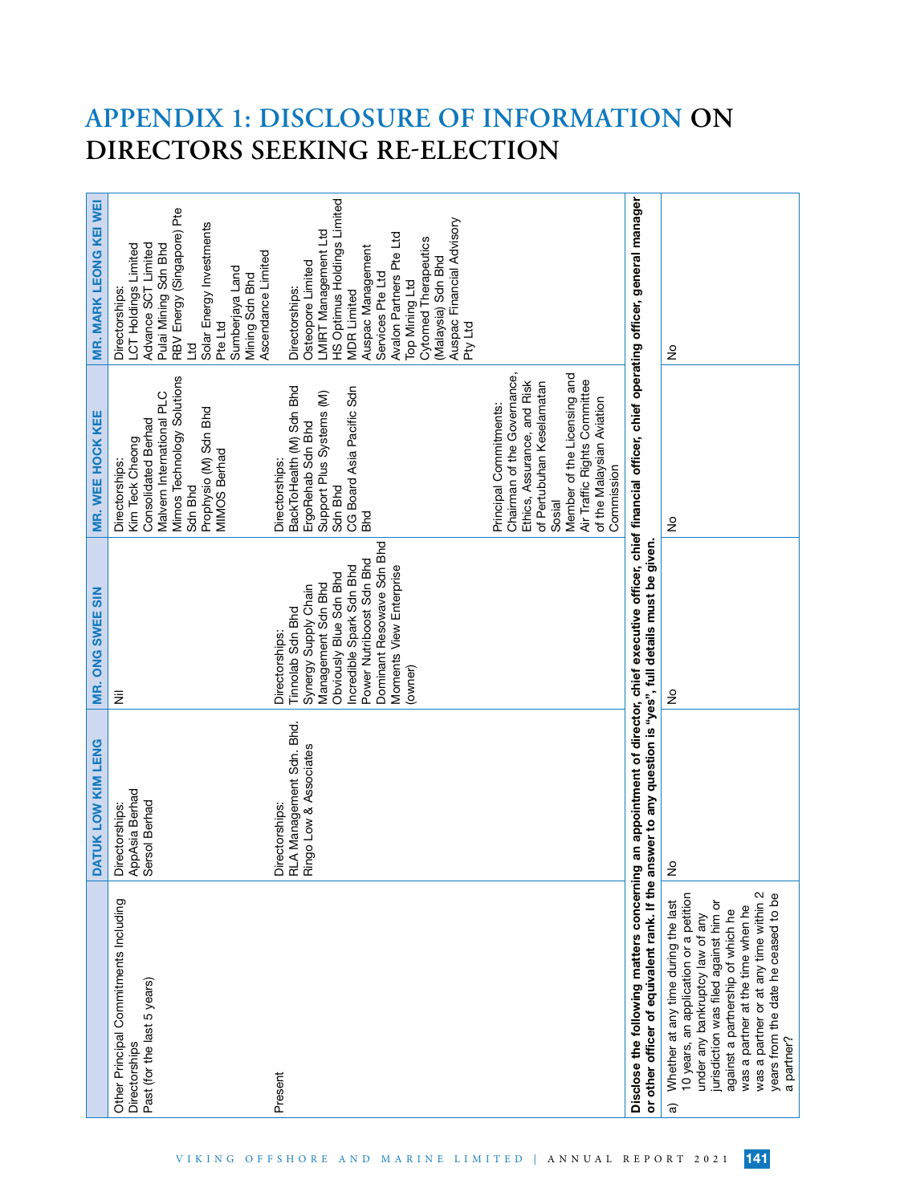# APPENDIX 1: DISCLOSURE OF INFORMATION ON DIRECTORS SEEKING RE-ELECTION

| | DATUK LOW KIM LENG | MR. ONG SWEE SIN | MR. WEE HOCK KEE | MR. MARK LEONG KEI WEI |
|---|---|---|---|---|
| Other Principal Commitments Including Directorships<br>Past (for the last 5 years) | Directorships:<br>AppAsia Berhad<br>Sersol Berhad | Nil | Directorships:<br>Kim Teck Cheong Consolidated Berhad<br>Malvern International PLC<br>Mimos Technology Solutions Sdn Bhd<br>Prophysio (M) Sdn Bhd<br>MIMOS Berhad | Directorships:<br>LCT Holdings Limited<br>Advance SCT Limited<br>Pulai Mining Sdn Bhd<br>RBV Energy (Singapore) Pte Ltd<br>Solar Energy Investments Pte Ltd<br>Sumberjaya Land Mining Sdn Bhd<br>Ascendance Limited |
| Present | Directorships:<br>RLA Management Sdn. Bhd.<br>Ringo Low & Associates | Directorships:<br>Tinnolab Sdn Bhd<br>Synergy Supply Chain Management Sdn Bhd<br>Obviously Blue Sdn Bhd<br>Incredible Spark Sdn Bhd<br>Power Nutriboost Sdn Bhd<br>Dominant Resowave Sdn Bhd<br>Moments View Enterprise (owner) | Directorships:<br>BackToHealth (M) Sdn Bhd<br>ErgoRehab Sdn Bhd<br>Support Plus Systems (M) Sdn Bhd<br>CG Board Asia Pacific Sdn Bhd<br><br>Principal Commitments:<br>Chairman of the Governance, Ethics, Assurance, and Risk of Pertubuhan Keselamatan Sosial<br>Member of the Licensing and Air Traffic Rights Committee of the Malaysian Aviation Commission | Directorships:<br>Osteopore Limited<br>LMIRT Management Ltd<br>HS Optimus Holdings Limited<br>MDR Limited<br>Auspac Management Services Pte Ltd<br>Avalon Partners Pte Ltd<br>Top Mining Ltd<br>Cytomed Therapeutics (Malaysia) Sdn Bhd<br>Auspac Financial Advisory Pty Ltd |
| **Disclose the following matters concerning an appointment of director, chief executive officer, chief financial officer, chief operating officer, general manager or other officer of equivalent rank. If the answer to any question is "yes", full details must be given.** | | | | |
| a) Whether at any time during the last 10 years, an application or a petition under any bankruptcy law of any jurisdiction was filed against him or against a partnership of which he was a partner at the time when he was a partner or at any time within 2 years from the date he ceased to be a partner? | No | No | No | No |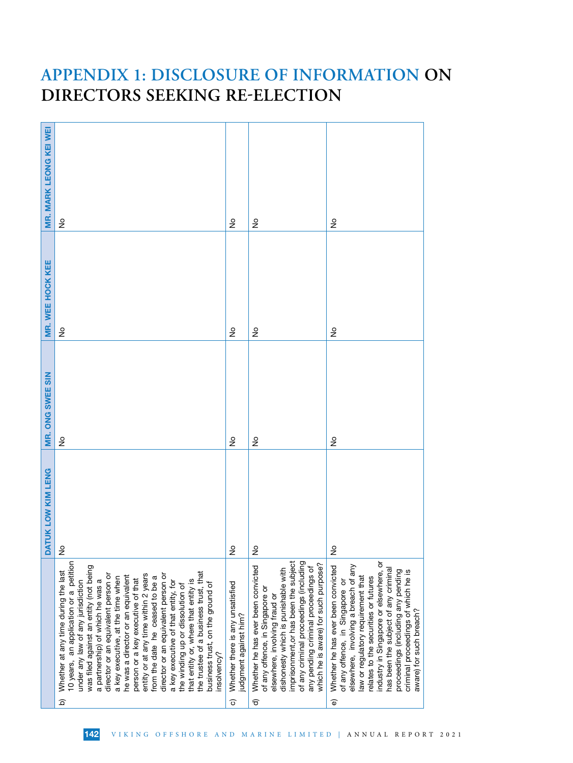# APPENDIX 1: DISCLOSURE OF INFORMATION ON DIRECTORS SEEKING RE-ELECTION

| | DATUK LOW KIM LENG | MR. ONG SWEE SIN | MR. WEE HOCK KEE | MR. MARK LEONG KEI WEI |
|---|---|---|---|---|
| b) Whether at any time during the last 10 years, an application or a petition under any law of any jurisdiction was filed against an entity (not being a partnership) of which he was a director or an equivalent person or a key executive, at the time when he was a director or an equivalent person or a key executive of that entity or at any time within 2 years from the date he ceased to be a director or an equivalent person or a key executive of that entity, for the winding up or dissolution of that entity or, where that entity is the trustee of a business trust, that business trust, on the ground of insolvency? | No | No | No | No |
| c) Whether there is any unsatisfied judgment against him? | No | No | No | No |
| d) Whether he has ever been convicted of any offence, in Singapore or elsewhere, involving fraud or dishonesty which is punishable with imprisonment,or has been the subject of any criminal proceedings (including any pending criminal proceedings of which he is aware) for such purpose? | No | No | No | No |
| e) Whether he has ever been convicted of any offence, in Singapore or elsewhere, involving a breach of any law or regulatory requirement that relates to the securities or futures industry in Singapore or elsewhere, or has been the subject of any criminal proceedings (including any pending criminal proceedings of which he is aware) for such breach? | No | No | No | No |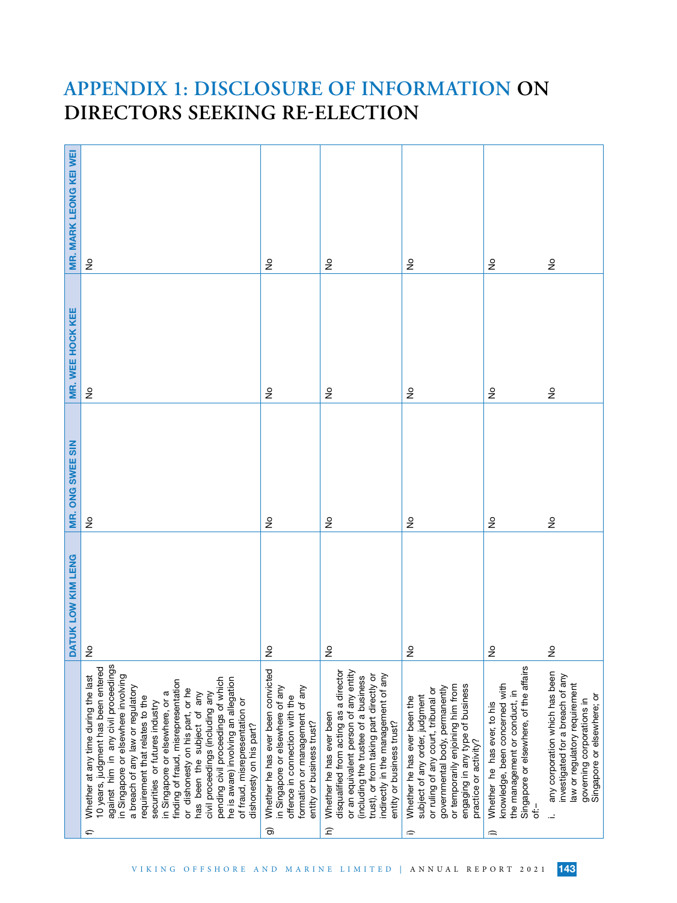# APPENDIX 1: DISCLOSURE OF INFORMATION ON DIRECTORS SEEKING RE-ELECTION

| | DATUK LOW KIM LENG | MR. ONG SWEE SIN | MR. WEE HOCK KEE | MR. MARK LEONG KEI WEI |
|---|---|---|---|---|
| f) Whether at any time during the last 10 years, judgment has been entered against him in any civil proceedings in Singapore or elsewhere involving a breach of any law or regulatory requirement that relates to the securities or futures industry in Singapore or elsewhere, or a finding of fraud, misrepresentation or dishonesty on his part, or he has been the subject of any civil proceedings (including any pending civil proceedings of which he is aware) involving an allegation of fraud, misrepresentation or dishonesty on his part? | No | No | No | No |
| g) Whether he has ever been convicted in Singapore or elsewhere of any offence in connection with the formation or management of any entity or business trust? | No | No | No | No |
| h) Whether he has ever been disqualified from acting as a director or an equivalent person of any entity (including the trustee of a business trust), or from taking part directly or indirectly in the management of any entity or business trust? | No | No | No | No |
| i) Whether he has ever been the subject of any order, judgment or ruling of any court, tribunal or governmental body, permanently or temporarily enjoining him from engaging in any type of business practice or activity? | No | No | No | No |
| j) Whether he has ever, to his knowledge, been concerned with the management or conduct, in Singapore or elsewhere, of the affairs of:– | No | No | No | No |
| i. any corporation which has been investigated for a breach of any law or regulatory requirement governing corporations in Singapore or elsewhere; or | No | No | No | No |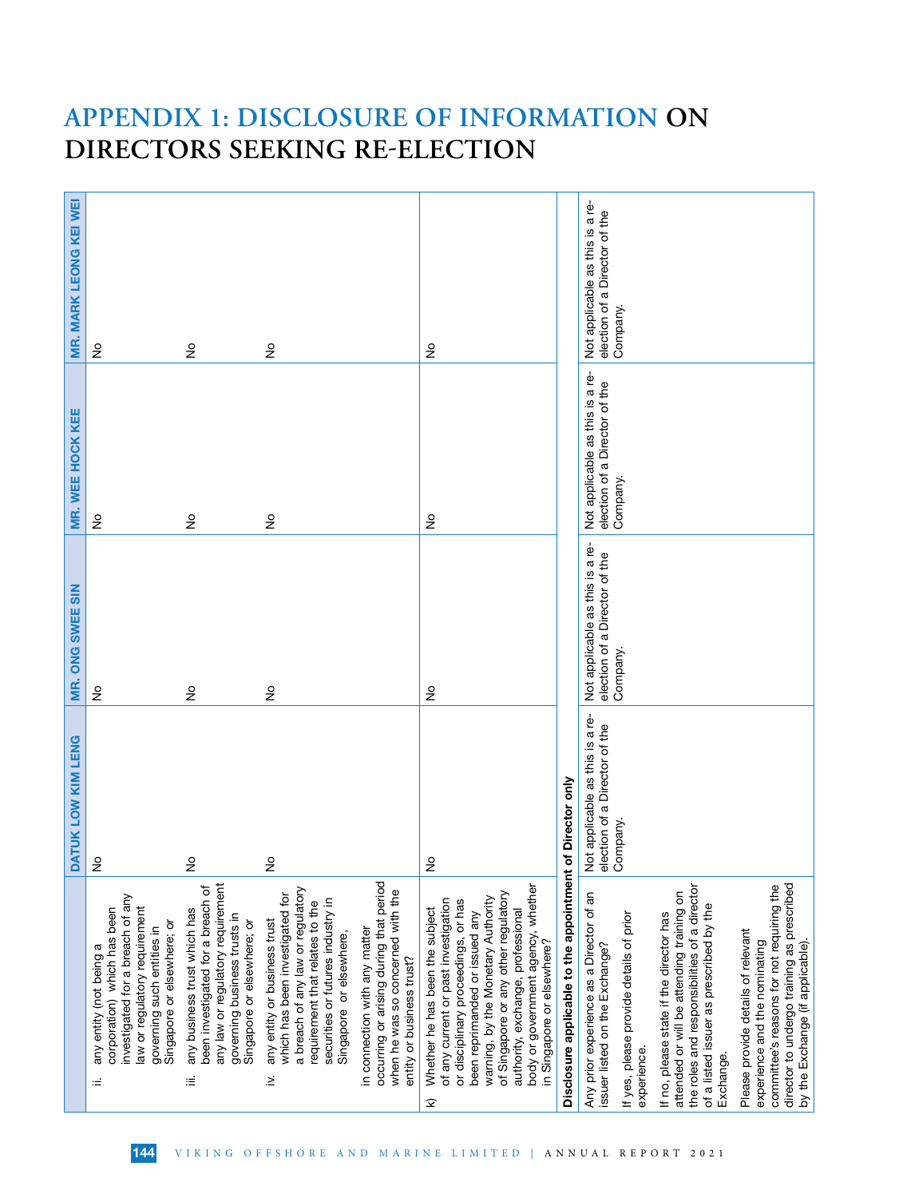# APPENDIX 1: DISCLOSURE OF INFORMATION ON DIRECTORS SEEKING RE-ELECTION

| | DATUK LOW KIM LENG | MR. ONG SWEE SIN | MR. WEE HOCK KEE | MR. MARK LEONG KEI WEI |
|---|---|---|---|---|
| ii. any entity (not being a corporation) which has been investigated for a breach of any law or regulatory requirement governing such entities in Singapore or elsewhere; or | No | No | No | No |
| iii. any business trust which has been investigated for a breach of any law or regulatory requirement governing business trusts in Singapore or elsewhere; or | No | No | No | No |
| iv. any entity or business trust which has been investigated for a breach of any law or regulatory requirement that relates to the securities or futures industry in Singapore or elsewhere,<br><br>in connection with any matter occurring or arising during that period when he was so concerned with the entity or business trust? | No | No | No | No |
| k) Whether he has been the subject of any current or past investigation or disciplinary proceedings, or has been reprimanded or issued any warning, by the Monetary Authority of Singapore or any other regulatory authority, exchange, professional body or government agency, whether in Singapore or elsewhere? | No | No | No | No |
| **Disclosure applicable to the appointment of Director only** | | | | |
| Any prior experience as a Director of an issuer listed on the Exchange?<br><br>If yes, please provide details of prior experience.<br><br>If no, please state if the director has attended or will be attending training on the roles and responsibilities of a director of a listed issuer as prescribed by the Exchange.<br><br>Please provide details of relevant experience and the nominating committee's reasons for not requiring the director to undergo training as prescribed by the Exchange (if applicable). | Not applicable as this is a re-election of a Director of the Company. | Not applicable as this is a re-election of a Director of the Company. | Not applicable as this is a re-election of a Director of the Company. | Not applicable as this is a re-election of a Director of the Company. |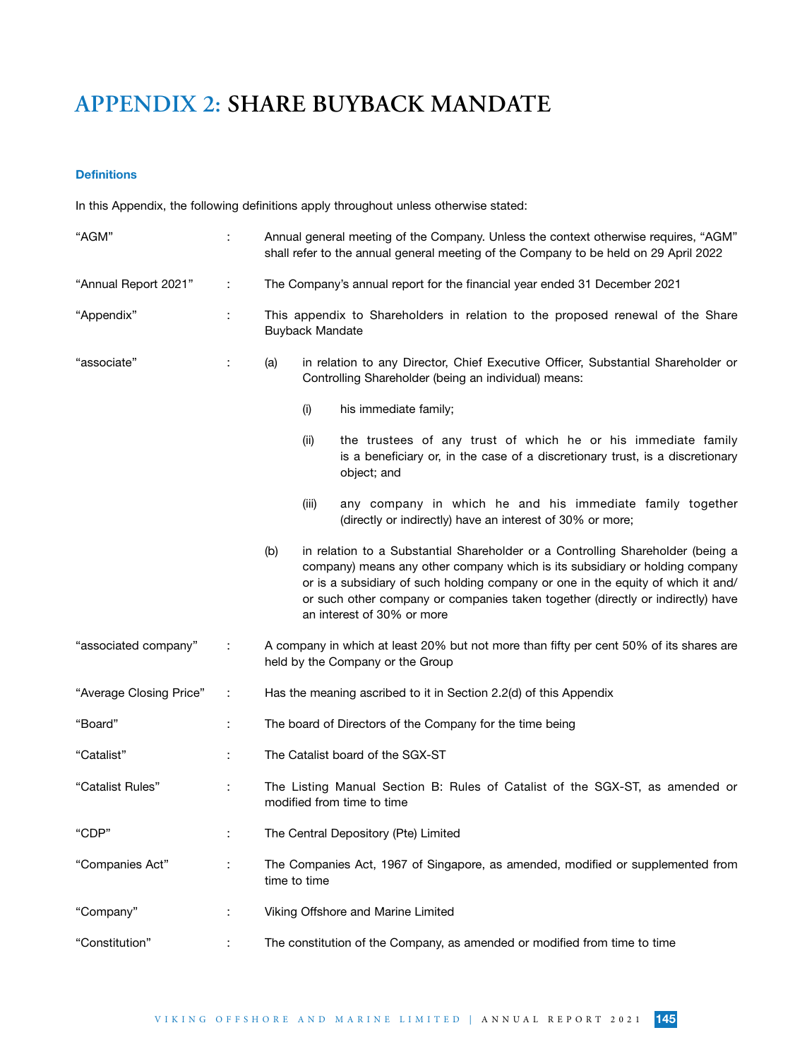# APPENDIX 2: SHARE BUYBACK MANDATE

### Definitions

In this Appendix, the following definitions apply throughout unless otherwise stated:

| | | |
|---|---|---|
| "AGM" | : | Annual general meeting of the Company. Unless the context otherwise requires, "AGM" shall refer to the annual general meeting of the Company to be held on 29 April 2022 |
| "Annual Report 2021" | : | The Company's annual report for the financial year ended 31 December 2021 |
| "Appendix" | : | This appendix to Shareholders in relation to the proposed renewal of the Share Buyback Mandate |
| "associate" | : | (a) in relation to any Director, Chief Executive Officer, Substantial Shareholder or Controlling Shareholder (being an individual) means:<br><br>(i) his immediate family;<br><br>(ii) the trustees of any trust of which he or his immediate family is a beneficiary or, in the case of a discretionary trust, is a discretionary object; and<br><br>(iii) any company in which he and his immediate family together (directly or indirectly) have an interest of 30% or more;<br><br>(b) in relation to a Substantial Shareholder or a Controlling Shareholder (being a company) means any other company which is its subsidiary or holding company or is a subsidiary of such holding company or one in the equity of which it and/or such other company or companies taken together (directly or indirectly) have an interest of 30% or more |
| "associated company" | : | A company in which at least 20% but not more than fifty per cent 50% of its shares are held by the Company or the Group |
| "Average Closing Price" | : | Has the meaning ascribed to it in Section 2.2(d) of this Appendix |
| "Board" | : | The board of Directors of the Company for the time being |
| "Catalist" | : | The Catalist board of the SGX-ST |
| "Catalist Rules" | : | The Listing Manual Section B: Rules of Catalist of the SGX-ST, as amended or modified from time to time |
| "CDP" | : | The Central Depository (Pte) Limited |
| "Companies Act" | : | The Companies Act, 1967 of Singapore, as amended, modified or supplemented from time to time |
| "Company" | : | Viking Offshore and Marine Limited |
| "Constitution" | : | The constitution of the Company, as amended or modified from time to time |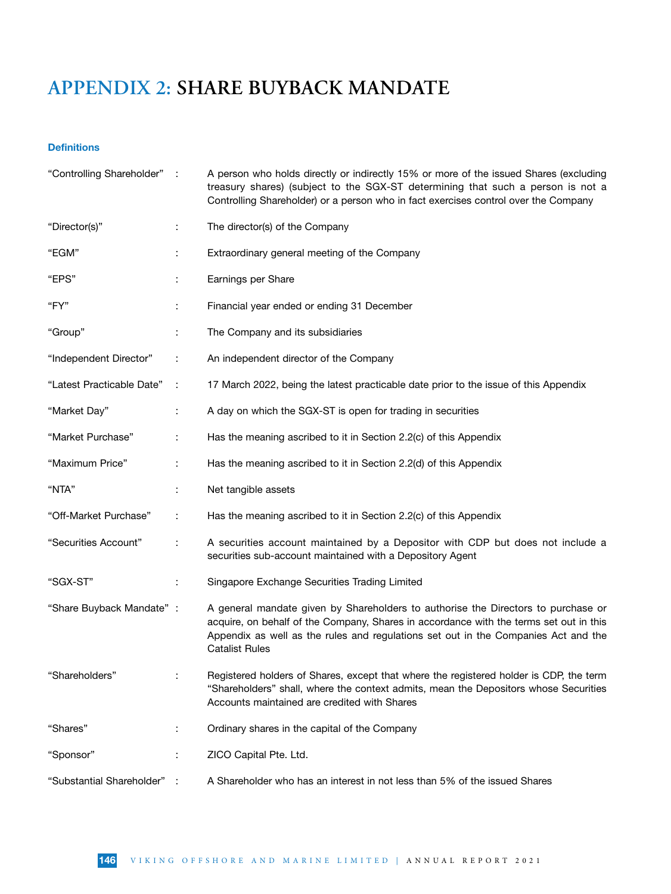# APPENDIX 2: SHARE BUYBACK MANDATE

### Definitions

| | | |
|---|---|---|
| "Controlling Shareholder" | : | A person who holds directly or indirectly 15% or more of the issued Shares (excluding treasury shares) (subject to the SGX-ST determining that such a person is not a Controlling Shareholder) or a person who in fact exercises control over the Company |
| "Director(s)" | : | The director(s) of the Company |
| "EGM" | : | Extraordinary general meeting of the Company |
| "EPS" | : | Earnings per Share |
| "FY" | : | Financial year ended or ending 31 December |
| "Group" | : | The Company and its subsidiaries |
| "Independent Director" | : | An independent director of the Company |
| "Latest Practicable Date" | : | 17 March 2022, being the latest practicable date prior to the issue of this Appendix |
| "Market Day" | : | A day on which the SGX-ST is open for trading in securities |
| "Market Purchase" | : | Has the meaning ascribed to it in Section 2.2(c) of this Appendix |
| "Maximum Price" | : | Has the meaning ascribed to it in Section 2.2(d) of this Appendix |
| "NTA" | : | Net tangible assets |
| "Off-Market Purchase" | : | Has the meaning ascribed to it in Section 2.2(c) of this Appendix |
| "Securities Account" | : | A securities account maintained by a Depositor with CDP but does not include a securities sub-account maintained with a Depository Agent |
| "SGX-ST" | : | Singapore Exchange Securities Trading Limited |
| "Share Buyback Mandate" | : | A general mandate given by Shareholders to authorise the Directors to purchase or acquire, on behalf of the Company, Shares in accordance with the terms set out in this Appendix as well as the rules and regulations set out in the Companies Act and the Catalist Rules |
| "Shareholders" | : | Registered holders of Shares, except that where the registered holder is CDP, the term "Shareholders" shall, where the context admits, mean the Depositors whose Securities Accounts maintained are credited with Shares |
| "Shares" | : | Ordinary shares in the capital of the Company |
| "Sponsor" | : | ZICO Capital Pte. Ltd. |
| "Substantial Shareholder" | : | A Shareholder who has an interest in not less than 5% of the issued Shares |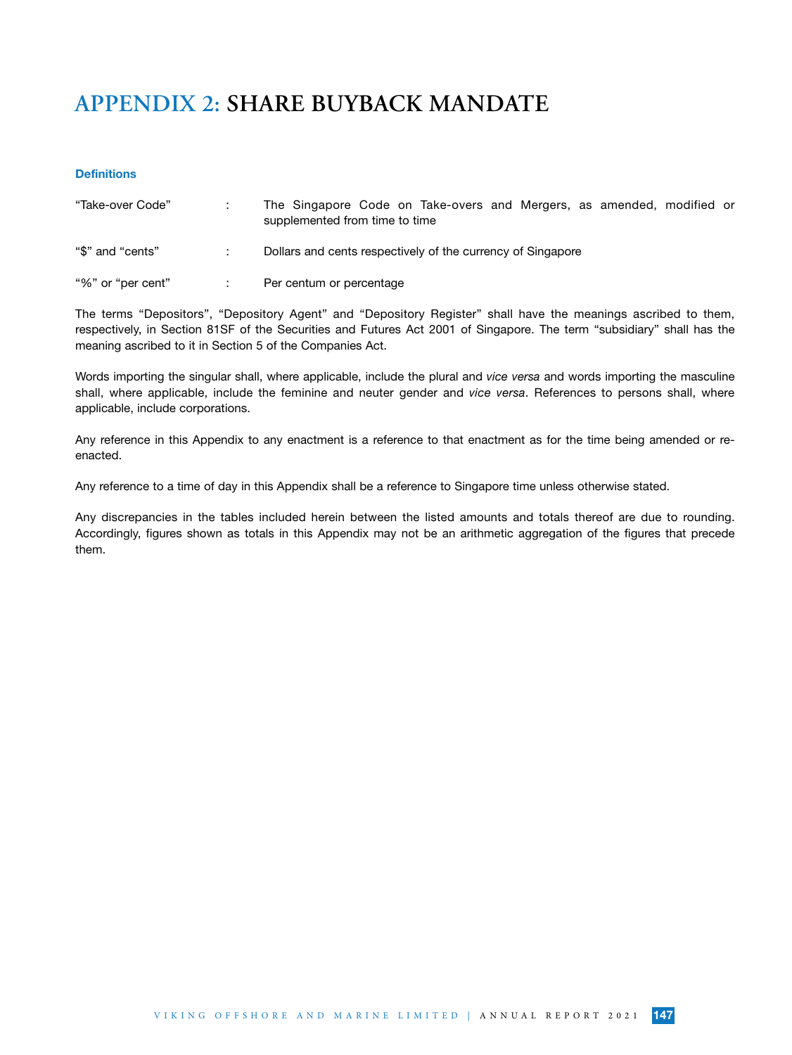# APPENDIX 2: SHARE BUYBACK MANDATE

### Definitions

| | | |
|---|---|---|
| "Take-over Code" | : | The Singapore Code on Take-overs and Mergers, as amended, modified or supplemented from time to time |
| "$" and "cents" | : | Dollars and cents respectively of the currency of Singapore |
| "%" or "per cent" | : | Per centum or percentage |

The terms "Depositors", "Depository Agent" and "Depository Register" shall have the meanings ascribed to them, respectively, in Section 81SF of the Securities and Futures Act 2001 of Singapore. The term "subsidiary" shall has the meaning ascribed to it in Section 5 of the Companies Act.

Words importing the singular shall, where applicable, include the plural and *vice versa* and words importing the masculine shall, where applicable, include the feminine and neuter gender and *vice versa*. References to persons shall, where applicable, include corporations.

Any reference in this Appendix to any enactment is a reference to that enactment as for the time being amended or re-enacted.

Any reference to a time of day in this Appendix shall be a reference to Singapore time unless otherwise stated.

Any discrepancies in the tables included herein between the listed amounts and totals thereof are due to rounding. Accordingly, figures shown as totals in this Appendix may not be an arithmetic aggregation of the figures that precede them.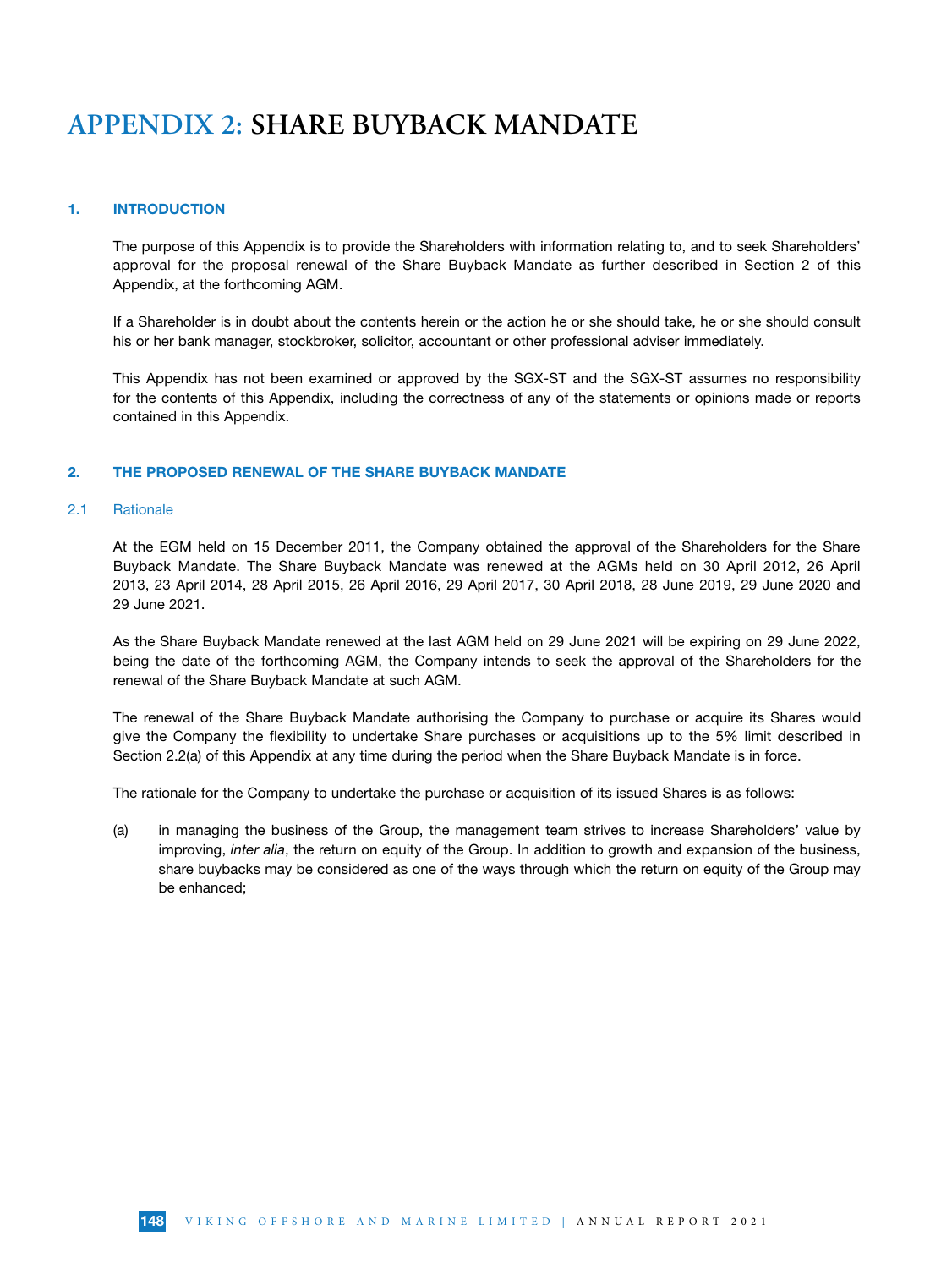# APPENDIX 2: SHARE BUYBACK MANDATE

## 1. INTRODUCTION

The purpose of this Appendix is to provide the Shareholders with information relating to, and to seek Shareholders' approval for the proposal renewal of the Share Buyback Mandate as further described in Section 2 of this Appendix, at the forthcoming AGM.

If a Shareholder is in doubt about the contents herein or the action he or she should take, he or she should consult his or her bank manager, stockbroker, solicitor, accountant or other professional adviser immediately.

This Appendix has not been examined or approved by the SGX-ST and the SGX-ST assumes no responsibility for the contents of this Appendix, including the correctness of any of the statements or opinions made or reports contained in this Appendix.

## 2. THE PROPOSED RENEWAL OF THE SHARE BUYBACK MANDATE

### 2.1 Rationale

At the EGM held on 15 December 2011, the Company obtained the approval of the Shareholders for the Share Buyback Mandate. The Share Buyback Mandate was renewed at the AGMs held on 30 April 2012, 26 April 2013, 23 April 2014, 28 April 2015, 26 April 2016, 29 April 2017, 30 April 2018, 28 June 2019, 29 June 2020 and 29 June 2021.

As the Share Buyback Mandate renewed at the last AGM held on 29 June 2021 will be expiring on 29 June 2022, being the date of the forthcoming AGM, the Company intends to seek the approval of the Shareholders for the renewal of the Share Buyback Mandate at such AGM.

The renewal of the Share Buyback Mandate authorising the Company to purchase or acquire its Shares would give the Company the flexibility to undertake Share purchases or acquisitions up to the 5% limit described in Section 2.2(a) of this Appendix at any time during the period when the Share Buyback Mandate is in force.

The rationale for the Company to undertake the purchase or acquisition of its issued Shares is as follows:

(a) in managing the business of the Group, the management team strives to increase Shareholders' value by improving, *inter alia*, the return on equity of the Group. In addition to growth and expansion of the business, share buybacks may be considered as one of the ways through which the return on equity of the Group may be enhanced;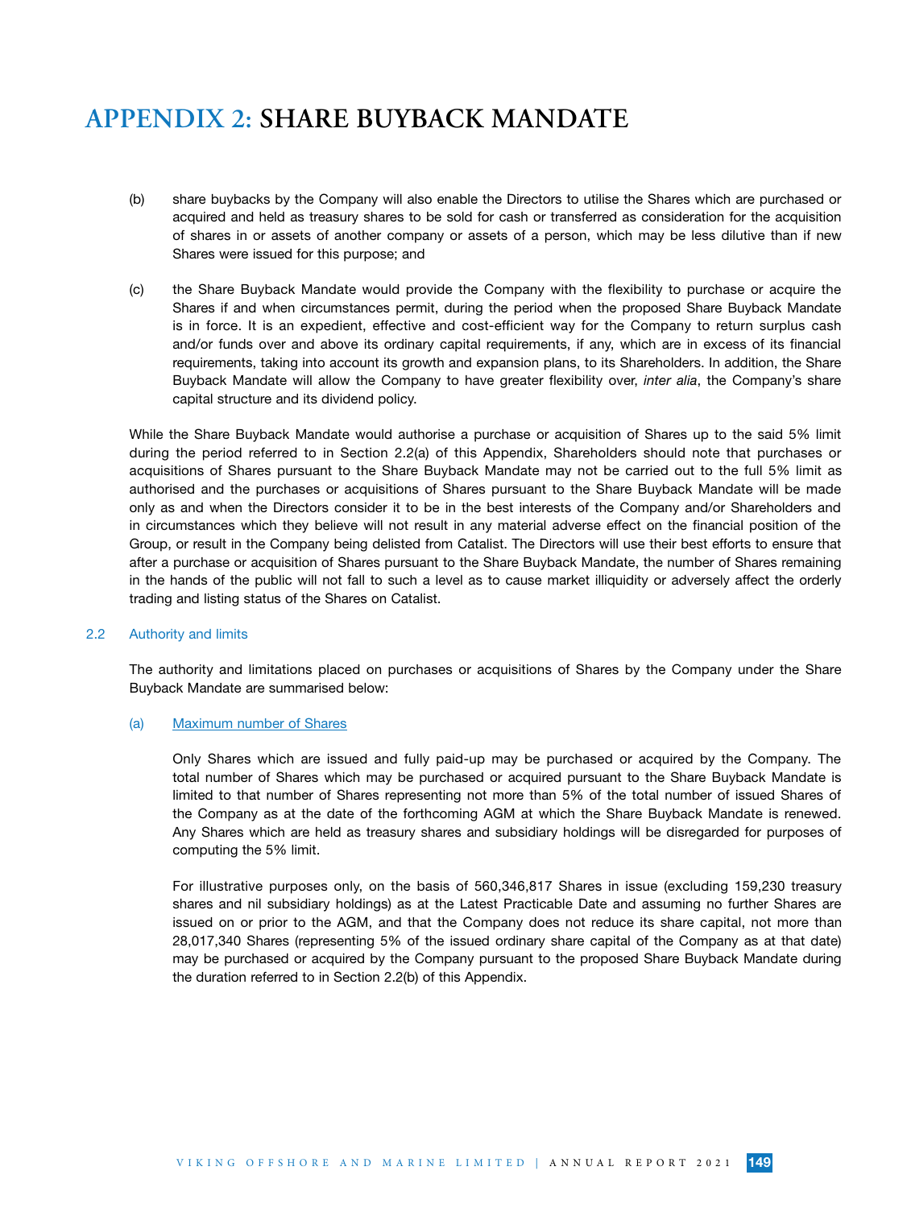# APPENDIX 2: SHARE BUYBACK MANDATE

(b) share buybacks by the Company will also enable the Directors to utilise the Shares which are purchased or acquired and held as treasury shares to be sold for cash or transferred as consideration for the acquisition of shares in or assets of another company or assets of a person, which may be less dilutive than if new Shares were issued for this purpose; and

(c) the Share Buyback Mandate would provide the Company with the flexibility to purchase or acquire the Shares if and when circumstances permit, during the period when the proposed Share Buyback Mandate is in force. It is an expedient, effective and cost-efficient way for the Company to return surplus cash and/or funds over and above its ordinary capital requirements, if any, which are in excess of its financial requirements, taking into account its growth and expansion plans, to its Shareholders. In addition, the Share Buyback Mandate will allow the Company to have greater flexibility over, *inter alia*, the Company's share capital structure and its dividend policy.

While the Share Buyback Mandate would authorise a purchase or acquisition of Shares up to the said 5% limit during the period referred to in Section 2.2(a) of this Appendix, Shareholders should note that purchases or acquisitions of Shares pursuant to the Share Buyback Mandate may not be carried out to the full 5% limit as authorised and the purchases or acquisitions of Shares pursuant to the Share Buyback Mandate will be made only as and when the Directors consider it to be in the best interests of the Company and/or Shareholders and in circumstances which they believe will not result in any material adverse effect on the financial position of the Group, or result in the Company being delisted from Catalist. The Directors will use their best efforts to ensure that after a purchase or acquisition of Shares pursuant to the Share Buyback Mandate, the number of Shares remaining in the hands of the public will not fall to such a level as to cause market illiquidity or adversely affect the orderly trading and listing status of the Shares on Catalist.

## 2.2 Authority and limits

The authority and limitations placed on purchases or acquisitions of Shares by the Company under the Share Buyback Mandate are summarised below:

### (a) Maximum number of Shares

Only Shares which are issued and fully paid-up may be purchased or acquired by the Company. The total number of Shares which may be purchased or acquired pursuant to the Share Buyback Mandate is limited to that number of Shares representing not more than 5% of the total number of issued Shares of the Company as at the date of the forthcoming AGM at which the Share Buyback Mandate is renewed. Any Shares which are held as treasury shares and subsidiary holdings will be disregarded for purposes of computing the 5% limit.

For illustrative purposes only, on the basis of 560,346,817 Shares in issue (excluding 159,230 treasury shares and nil subsidiary holdings) as at the Latest Practicable Date and assuming no further Shares are issued on or prior to the AGM, and that the Company does not reduce its share capital, not more than 28,017,340 Shares (representing 5% of the issued ordinary share capital of the Company as at that date) may be purchased or acquired by the Company pursuant to the proposed Share Buyback Mandate during the duration referred to in Section 2.2(b) of this Appendix.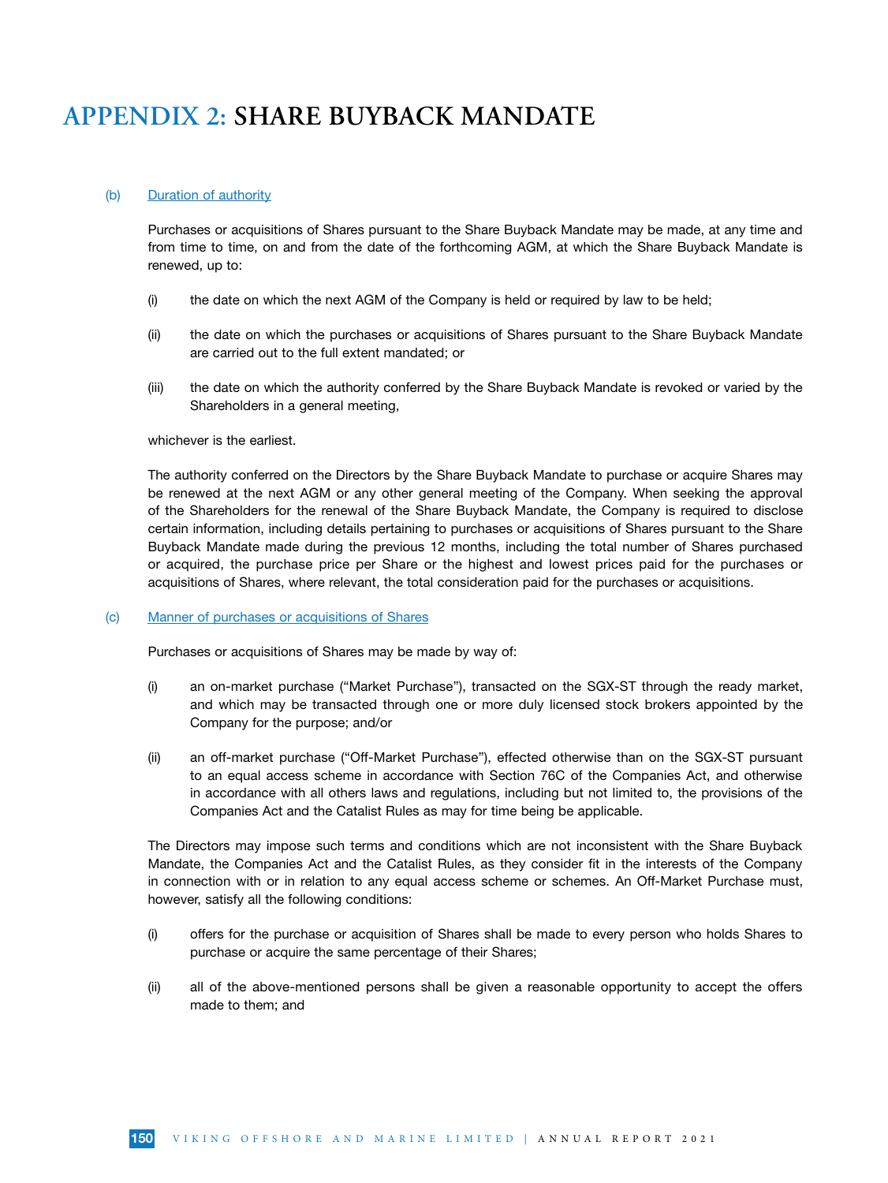# APPENDIX 2: SHARE BUYBACK MANDATE

(b) Duration of authority

Purchases or acquisitions of Shares pursuant to the Share Buyback Mandate may be made, at any time and from time to time, on and from the date of the forthcoming AGM, at which the Share Buyback Mandate is renewed, up to:

(i) the date on which the next AGM of the Company is held or required by law to be held;

(ii) the date on which the purchases or acquisitions of Shares pursuant to the Share Buyback Mandate are carried out to the full extent mandated; or

(iii) the date on which the authority conferred by the Share Buyback Mandate is revoked or varied by the Shareholders in a general meeting,

whichever is the earliest.

The authority conferred on the Directors by the Share Buyback Mandate to purchase or acquire Shares may be renewed at the next AGM or any other general meeting of the Company. When seeking the approval of the Shareholders for the renewal of the Share Buyback Mandate, the Company is required to disclose certain information, including details pertaining to purchases or acquisitions of Shares pursuant to the Share Buyback Mandate made during the previous 12 months, including the total number of Shares purchased or acquired, the purchase price per Share or the highest and lowest prices paid for the purchases or acquisitions of Shares, where relevant, the total consideration paid for the purchases or acquisitions.

(c) Manner of purchases or acquisitions of Shares

Purchases or acquisitions of Shares may be made by way of:

(i) an on-market purchase ("Market Purchase"), transacted on the SGX-ST through the ready market, and which may be transacted through one or more duly licensed stock brokers appointed by the Company for the purpose; and/or

(ii) an off-market purchase ("Off-Market Purchase"), effected otherwise than on the SGX-ST pursuant to an equal access scheme in accordance with Section 76C of the Companies Act, and otherwise in accordance with all others laws and regulations, including but not limited to, the provisions of the Companies Act and the Catalist Rules as may for time being be applicable.

The Directors may impose such terms and conditions which are not inconsistent with the Share Buyback Mandate, the Companies Act and the Catalist Rules, as they consider fit in the interests of the Company in connection with or in relation to any equal access scheme or schemes. An Off-Market Purchase must, however, satisfy all the following conditions:

(i) offers for the purchase or acquisition of Shares shall be made to every person who holds Shares to purchase or acquire the same percentage of their Shares;

(ii) all of the above-mentioned persons shall be given a reasonable opportunity to accept the offers made to them; and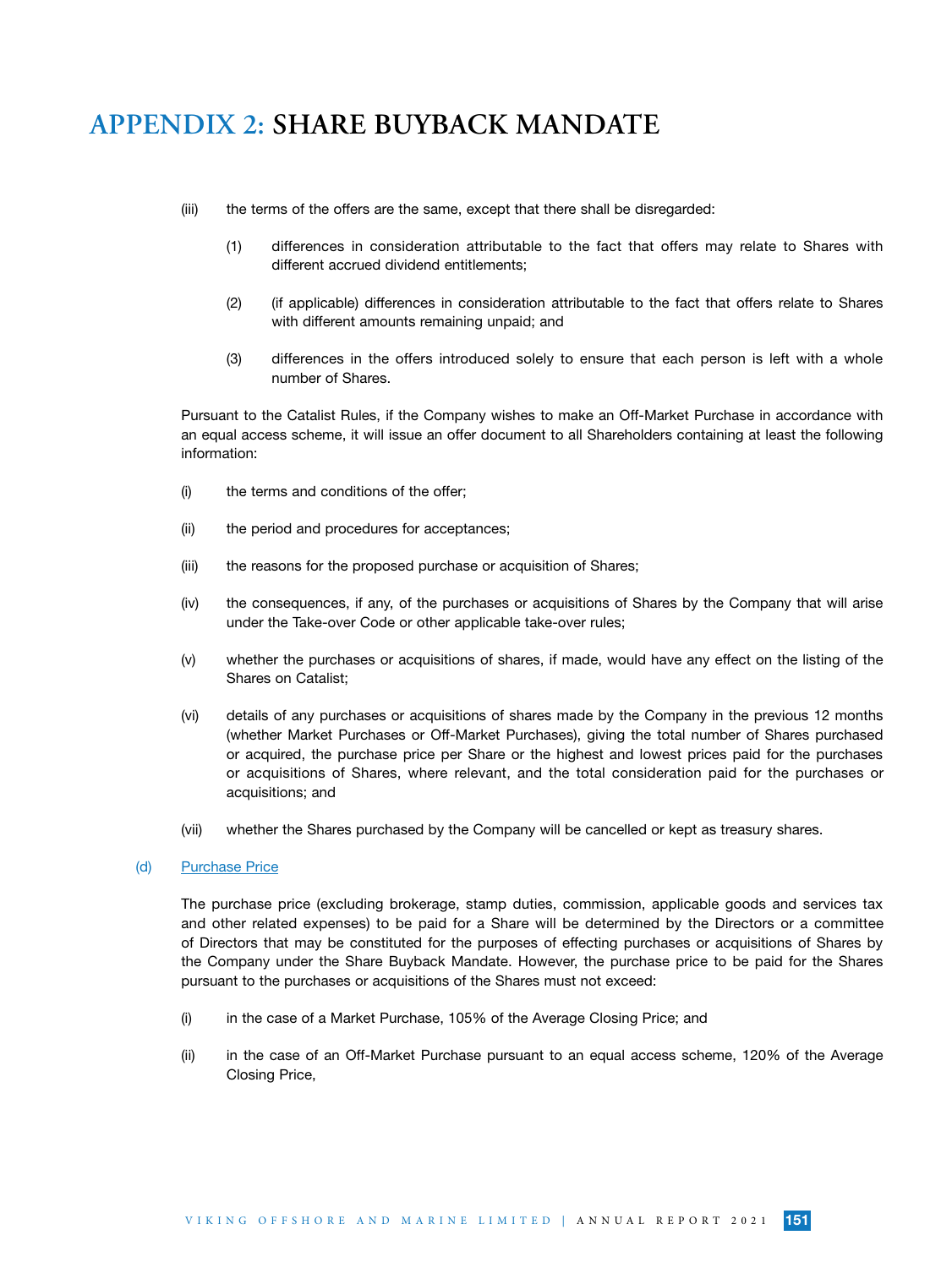# APPENDIX 2: SHARE BUYBACK MANDATE

(iii) the terms of the offers are the same, except that there shall be disregarded:

(1) differences in consideration attributable to the fact that offers may relate to Shares with different accrued dividend entitlements;

(2) (if applicable) differences in consideration attributable to the fact that offers relate to Shares with different amounts remaining unpaid; and

(3) differences in the offers introduced solely to ensure that each person is left with a whole number of Shares.

Pursuant to the Catalist Rules, if the Company wishes to make an Off-Market Purchase in accordance with an equal access scheme, it will issue an offer document to all Shareholders containing at least the following information:

(i) the terms and conditions of the offer;

(ii) the period and procedures for acceptances;

(iii) the reasons for the proposed purchase or acquisition of Shares;

(iv) the consequences, if any, of the purchases or acquisitions of Shares by the Company that will arise under the Take-over Code or other applicable take-over rules;

(v) whether the purchases or acquisitions of shares, if made, would have any effect on the listing of the Shares on Catalist;

(vi) details of any purchases or acquisitions of shares made by the Company in the previous 12 months (whether Market Purchases or Off-Market Purchases), giving the total number of Shares purchased or acquired, the purchase price per Share or the highest and lowest prices paid for the purchases or acquisitions of Shares, where relevant, and the total consideration paid for the purchases or acquisitions; and

(vii) whether the Shares purchased by the Company will be cancelled or kept as treasury shares.

(d) Purchase Price

The purchase price (excluding brokerage, stamp duties, commission, applicable goods and services tax and other related expenses) to be paid for a Share will be determined by the Directors or a committee of Directors that may be constituted for the purposes of effecting purchases or acquisitions of Shares by the Company under the Share Buyback Mandate. However, the purchase price to be paid for the Shares pursuant to the purchases or acquisitions of the Shares must not exceed:

(i) in the case of a Market Purchase, 105% of the Average Closing Price; and

(ii) in the case of an Off-Market Purchase pursuant to an equal access scheme, 120% of the Average Closing Price,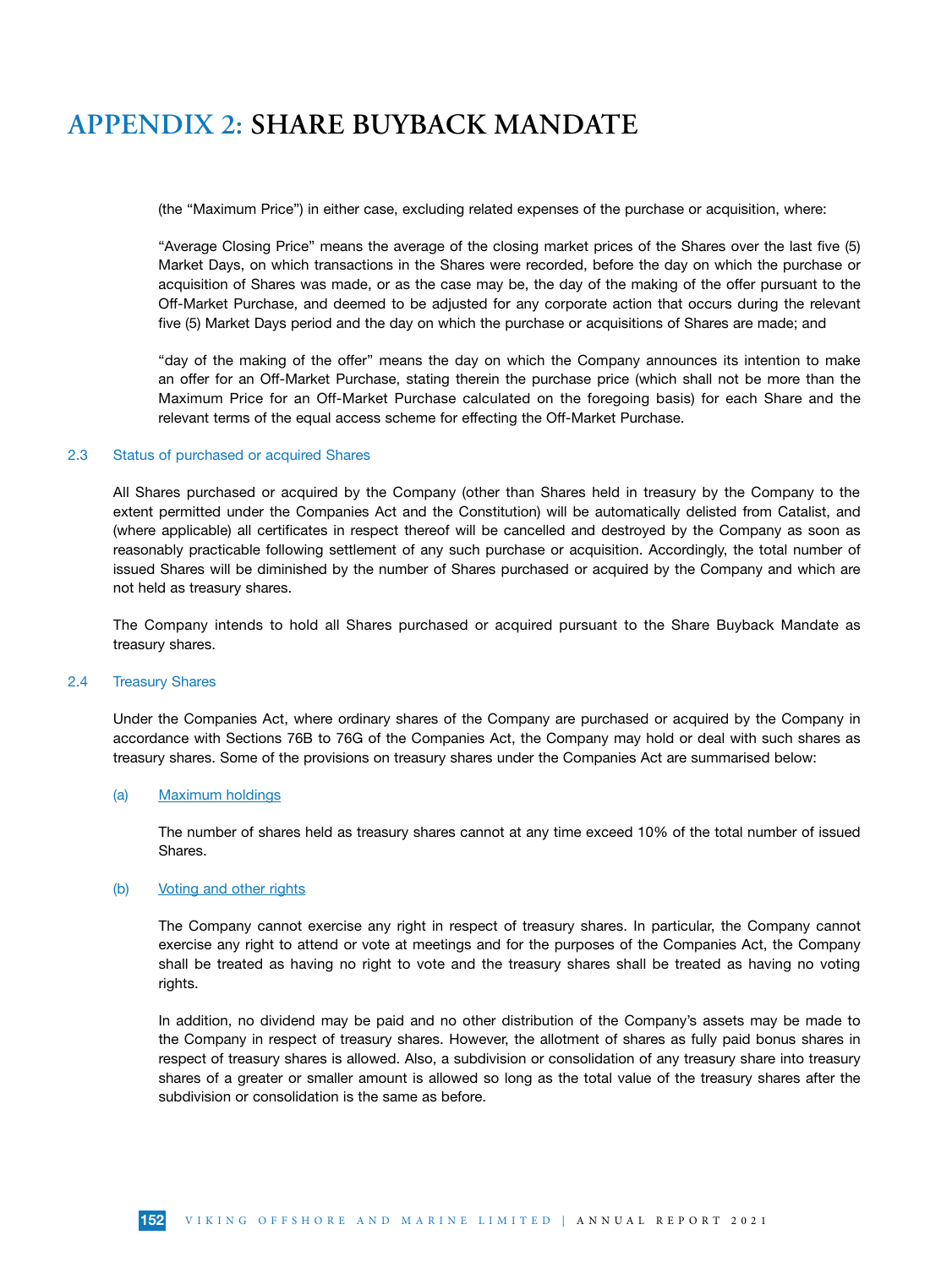# APPENDIX 2: SHARE BUYBACK MANDATE

(the "Maximum Price") in either case, excluding related expenses of the purchase or acquisition, where:

"Average Closing Price" means the average of the closing market prices of the Shares over the last five (5) Market Days, on which transactions in the Shares were recorded, before the day on which the purchase or acquisition of Shares was made, or as the case may be, the day of the making of the offer pursuant to the Off-Market Purchase, and deemed to be adjusted for any corporate action that occurs during the relevant five (5) Market Days period and the day on which the purchase or acquisitions of Shares are made; and

"day of the making of the offer" means the day on which the Company announces its intention to make an offer for an Off-Market Purchase, stating therein the purchase price (which shall not be more than the Maximum Price for an Off-Market Purchase calculated on the foregoing basis) for each Share and the relevant terms of the equal access scheme for effecting the Off-Market Purchase.

## 2.3 Status of purchased or acquired Shares

All Shares purchased or acquired by the Company (other than Shares held in treasury by the Company to the extent permitted under the Companies Act and the Constitution) will be automatically delisted from Catalist, and (where applicable) all certificates in respect thereof will be cancelled and destroyed by the Company as soon as reasonably practicable following settlement of any such purchase or acquisition. Accordingly, the total number of issued Shares will be diminished by the number of Shares purchased or acquired by the Company and which are not held as treasury shares.

The Company intends to hold all Shares purchased or acquired pursuant to the Share Buyback Mandate as treasury shares.

## 2.4 Treasury Shares

Under the Companies Act, where ordinary shares of the Company are purchased or acquired by the Company in accordance with Sections 76B to 76G of the Companies Act, the Company may hold or deal with such shares as treasury shares. Some of the provisions on treasury shares under the Companies Act are summarised below:

(a) Maximum holdings

The number of shares held as treasury shares cannot at any time exceed 10% of the total number of issued Shares.

(b) Voting and other rights

The Company cannot exercise any right in respect of treasury shares. In particular, the Company cannot exercise any right to attend or vote at meetings and for the purposes of the Companies Act, the Company shall be treated as having no right to vote and the treasury shares shall be treated as having no voting rights.

In addition, no dividend may be paid and no other distribution of the Company's assets may be made to the Company in respect of treasury shares. However, the allotment of shares as fully paid bonus shares in respect of treasury shares is allowed. Also, a subdivision or consolidation of any treasury share into treasury shares of a greater or smaller amount is allowed so long as the total value of the treasury shares after the subdivision or consolidation is the same as before.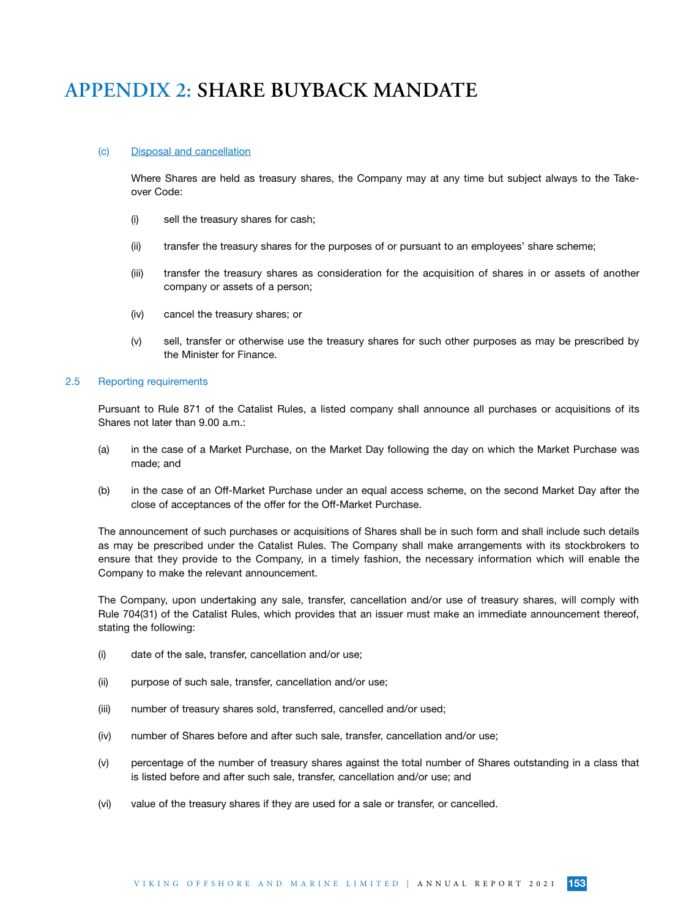# APPENDIX 2: SHARE BUYBACK MANDATE

(c) Disposal and cancellation

Where Shares are held as treasury shares, the Company may at any time but subject always to the Take-over Code:

(i) sell the treasury shares for cash;

(ii) transfer the treasury shares for the purposes of or pursuant to an employees' share scheme;

(iii) transfer the treasury shares as consideration for the acquisition of shares in or assets of another company or assets of a person;

(iv) cancel the treasury shares; or

(v) sell, transfer or otherwise use the treasury shares for such other purposes as may be prescribed by the Minister for Finance.

2.5 Reporting requirements

Pursuant to Rule 871 of the Catalist Rules, a listed company shall announce all purchases or acquisitions of its Shares not later than 9.00 a.m.:

(a) in the case of a Market Purchase, on the Market Day following the day on which the Market Purchase was made; and

(b) in the case of an Off-Market Purchase under an equal access scheme, on the second Market Day after the close of acceptances of the offer for the Off-Market Purchase.

The announcement of such purchases or acquisitions of Shares shall be in such form and shall include such details as may be prescribed under the Catalist Rules. The Company shall make arrangements with its stockbrokers to ensure that they provide to the Company, in a timely fashion, the necessary information which will enable the Company to make the relevant announcement.

The Company, upon undertaking any sale, transfer, cancellation and/or use of treasury shares, will comply with Rule 704(31) of the Catalist Rules, which provides that an issuer must make an immediate announcement thereof, stating the following:

(i) date of the sale, transfer, cancellation and/or use;

(ii) purpose of such sale, transfer, cancellation and/or use;

(iii) number of treasury shares sold, transferred, cancelled and/or used;

(iv) number of Shares before and after such sale, transfer, cancellation and/or use;

(v) percentage of the number of treasury shares against the total number of Shares outstanding in a class that is listed before and after such sale, transfer, cancellation and/or use; and

(vi) value of the treasury shares if they are used for a sale or transfer, or cancelled.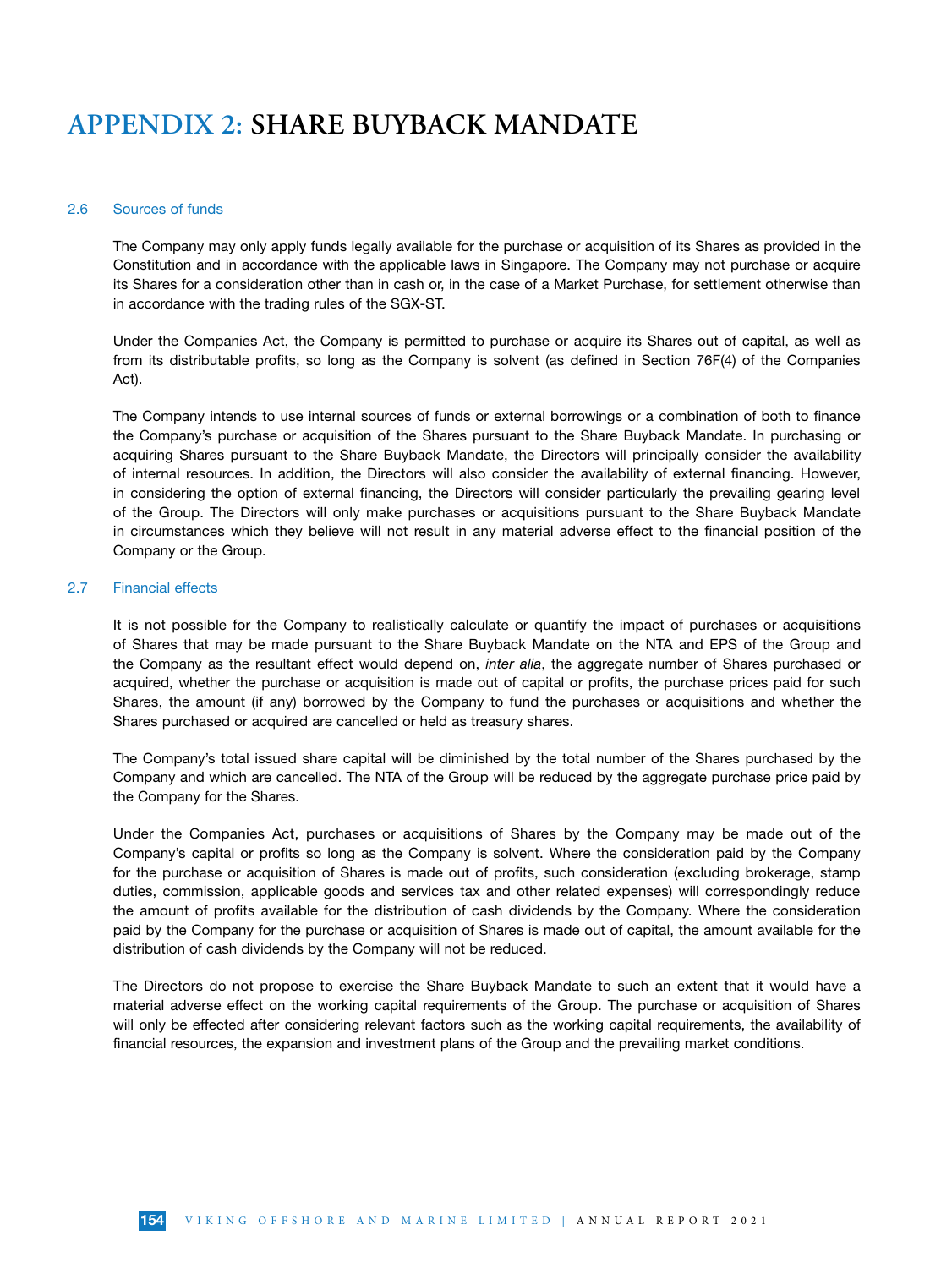# APPENDIX 2: SHARE BUYBACK MANDATE

## 2.6 Sources of funds

The Company may only apply funds legally available for the purchase or acquisition of its Shares as provided in the Constitution and in accordance with the applicable laws in Singapore. The Company may not purchase or acquire its Shares for a consideration other than in cash or, in the case of a Market Purchase, for settlement otherwise than in accordance with the trading rules of the SGX-ST.

Under the Companies Act, the Company is permitted to purchase or acquire its Shares out of capital, as well as from its distributable profits, so long as the Company is solvent (as defined in Section 76F(4) of the Companies Act).

The Company intends to use internal sources of funds or external borrowings or a combination of both to finance the Company's purchase or acquisition of the Shares pursuant to the Share Buyback Mandate. In purchasing or acquiring Shares pursuant to the Share Buyback Mandate, the Directors will principally consider the availability of internal resources. In addition, the Directors will also consider the availability of external financing. However, in considering the option of external financing, the Directors will consider particularly the prevailing gearing level of the Group. The Directors will only make purchases or acquisitions pursuant to the Share Buyback Mandate in circumstances which they believe will not result in any material adverse effect to the financial position of the Company or the Group.

## 2.7 Financial effects

It is not possible for the Company to realistically calculate or quantify the impact of purchases or acquisitions of Shares that may be made pursuant to the Share Buyback Mandate on the NTA and EPS of the Group and the Company as the resultant effect would depend on, *inter alia*, the aggregate number of Shares purchased or acquired, whether the purchase or acquisition is made out of capital or profits, the purchase prices paid for such Shares, the amount (if any) borrowed by the Company to fund the purchases or acquisitions and whether the Shares purchased or acquired are cancelled or held as treasury shares.

The Company's total issued share capital will be diminished by the total number of the Shares purchased by the Company and which are cancelled. The NTA of the Group will be reduced by the aggregate purchase price paid by the Company for the Shares.

Under the Companies Act, purchases or acquisitions of Shares by the Company may be made out of the Company's capital or profits so long as the Company is solvent. Where the consideration paid by the Company for the purchase or acquisition of Shares is made out of profits, such consideration (excluding brokerage, stamp duties, commission, applicable goods and services tax and other related expenses) will correspondingly reduce the amount of profits available for the distribution of cash dividends by the Company. Where the consideration paid by the Company for the purchase or acquisition of Shares is made out of capital, the amount available for the distribution of cash dividends by the Company will not be reduced.

The Directors do not propose to exercise the Share Buyback Mandate to such an extent that it would have a material adverse effect on the working capital requirements of the Group. The purchase or acquisition of Shares will only be effected after considering relevant factors such as the working capital requirements, the availability of financial resources, the expansion and investment plans of the Group and the prevailing market conditions.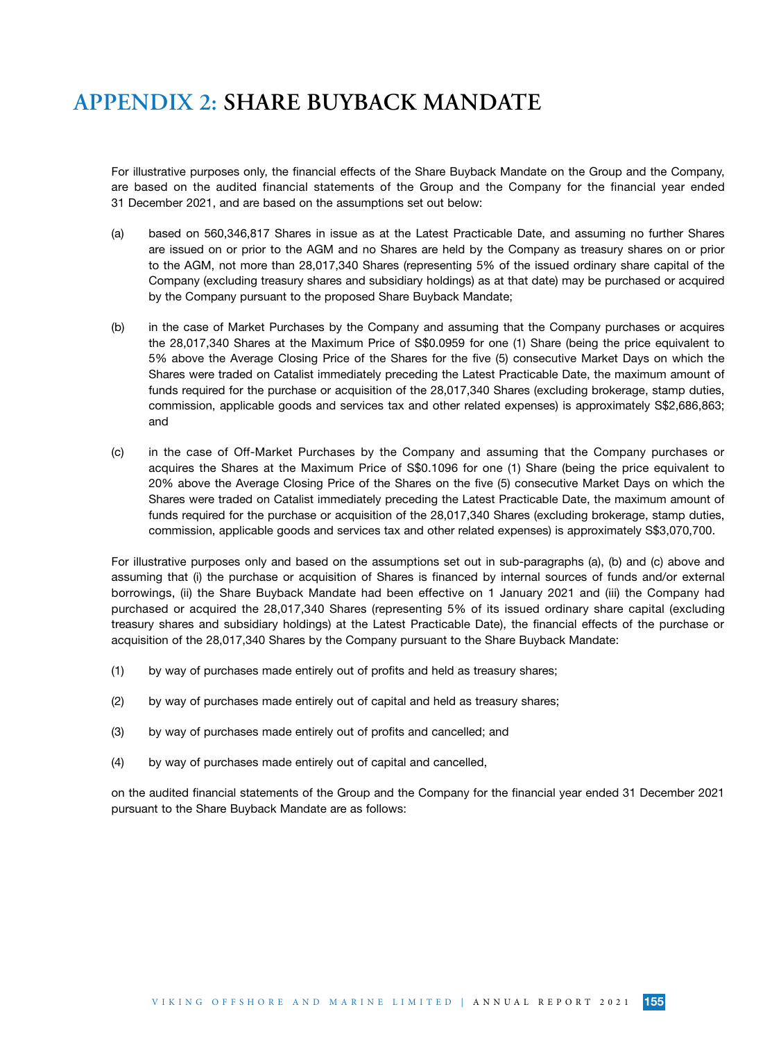# APPENDIX 2: SHARE BUYBACK MANDATE

For illustrative purposes only, the financial effects of the Share Buyback Mandate on the Group and the Company, are based on the audited financial statements of the Group and the Company for the financial year ended 31 December 2021, and are based on the assumptions set out below:

(a) based on 560,346,817 Shares in issue as at the Latest Practicable Date, and assuming no further Shares are issued on or prior to the AGM and no Shares are held by the Company as treasury shares on or prior to the AGM, not more than 28,017,340 Shares (representing 5% of the issued ordinary share capital of the Company (excluding treasury shares and subsidiary holdings) as at that date) may be purchased or acquired by the Company pursuant to the proposed Share Buyback Mandate;

(b) in the case of Market Purchases by the Company and assuming that the Company purchases or acquires the 28,017,340 Shares at the Maximum Price of S$0.0959 for one (1) Share (being the price equivalent to 5% above the Average Closing Price of the Shares for the five (5) consecutive Market Days on which the Shares were traded on Catalist immediately preceding the Latest Practicable Date, the maximum amount of funds required for the purchase or acquisition of the 28,017,340 Shares (excluding brokerage, stamp duties, commission, applicable goods and services tax and other related expenses) is approximately S$2,686,863; and

(c) in the case of Off-Market Purchases by the Company and assuming that the Company purchases or acquires the Shares at the Maximum Price of S$0.1096 for one (1) Share (being the price equivalent to 20% above the Average Closing Price of the Shares on the five (5) consecutive Market Days on which the Shares were traded on Catalist immediately preceding the Latest Practicable Date, the maximum amount of funds required for the purchase or acquisition of the 28,017,340 Shares (excluding brokerage, stamp duties, commission, applicable goods and services tax and other related expenses) is approximately S$3,070,700.

For illustrative purposes only and based on the assumptions set out in sub-paragraphs (a), (b) and (c) above and assuming that (i) the purchase or acquisition of Shares is financed by internal sources of funds and/or external borrowings, (ii) the Share Buyback Mandate had been effective on 1 January 2021 and (iii) the Company had purchased or acquired the 28,017,340 Shares (representing 5% of its issued ordinary share capital (excluding treasury shares and subsidiary holdings) at the Latest Practicable Date), the financial effects of the purchase or acquisition of the 28,017,340 Shares by the Company pursuant to the Share Buyback Mandate:

(1) by way of purchases made entirely out of profits and held as treasury shares;

(2) by way of purchases made entirely out of capital and held as treasury shares;

(3) by way of purchases made entirely out of profits and cancelled; and

(4) by way of purchases made entirely out of capital and cancelled,

on the audited financial statements of the Group and the Company for the financial year ended 31 December 2021 pursuant to the Share Buyback Mandate are as follows: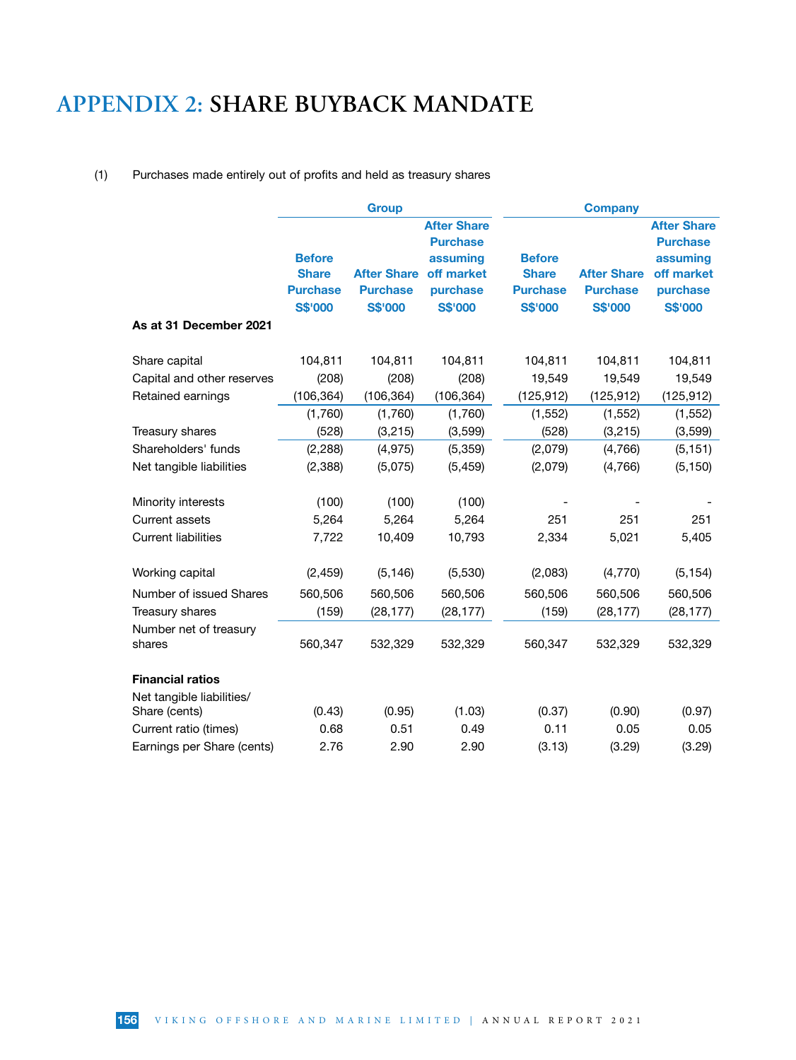# APPENDIX 2: SHARE BUYBACK MANDATE

(1) Purchases made entirely out of profits and held as treasury shares

| | Group | | | Company | | |
|---|---|---|---|---|---|---|
| | Before Share Purchase S$'000 | After Share Purchase S$'000 | After Share Purchase assuming off market purchase S$'000 | Before Share Purchase S$'000 | After Share Purchase S$'000 | After Share Purchase assuming off market purchase S$'000 |
| **As at 31 December 2021** | | | | | | |
| Share capital | 104,811 | 104,811 | 104,811 | 104,811 | 104,811 | 104,811 |
| Capital and other reserves | (208) | (208) | (208) | 19,549 | 19,549 | 19,549 |
| Retained earnings | (106,364) | (106,364) | (106,364) | (125,912) | (125,912) | (125,912) |
| | (1,760) | (1,760) | (1,760) | (1,552) | (1,552) | (1,552) |
| Treasury shares | (528) | (3,215) | (3,599) | (528) | (3,215) | (3,599) |
| Shareholders' funds | (2,288) | (4,975) | (5,359) | (2,079) | (4,766) | (5,151) |
| Net tangible liabilities | (2,388) | (5,075) | (5,459) | (2,079) | (4,766) | (5,150) |
| | | | | | | |
| Minority interests | (100) | (100) | (100) | - | - | - |
| Current assets | 5,264 | 5,264 | 5,264 | 251 | 251 | 251 |
| Current liabilities | 7,722 | 10,409 | 10,793 | 2,334 | 5,021 | 5,405 |
| | | | | | | |
| Working capital | (2,459) | (5,146) | (5,530) | (2,083) | (4,770) | (5,154) |
| Number of issued Shares | 560,506 | 560,506 | 560,506 | 560,506 | 560,506 | 560,506 |
| Treasury shares | (159) | (28,177) | (28,177) | (159) | (28,177) | (28,177) |
| Number net of treasury shares | 560,347 | 532,329 | 532,329 | 560,347 | 532,329 | 532,329 |
| | | | | | | |
| **Financial ratios** | | | | | | |
| Net tangible liabilities/ Share (cents) | (0.43) | (0.95) | (1.03) | (0.37) | (0.90) | (0.97) |
| Current ratio (times) | 0.68 | 0.51 | 0.49 | 0.11 | 0.05 | 0.05 |
| Earnings per Share (cents) | 2.76 | 2.90 | 2.90 | (3.13) | (3.29) | (3.29) |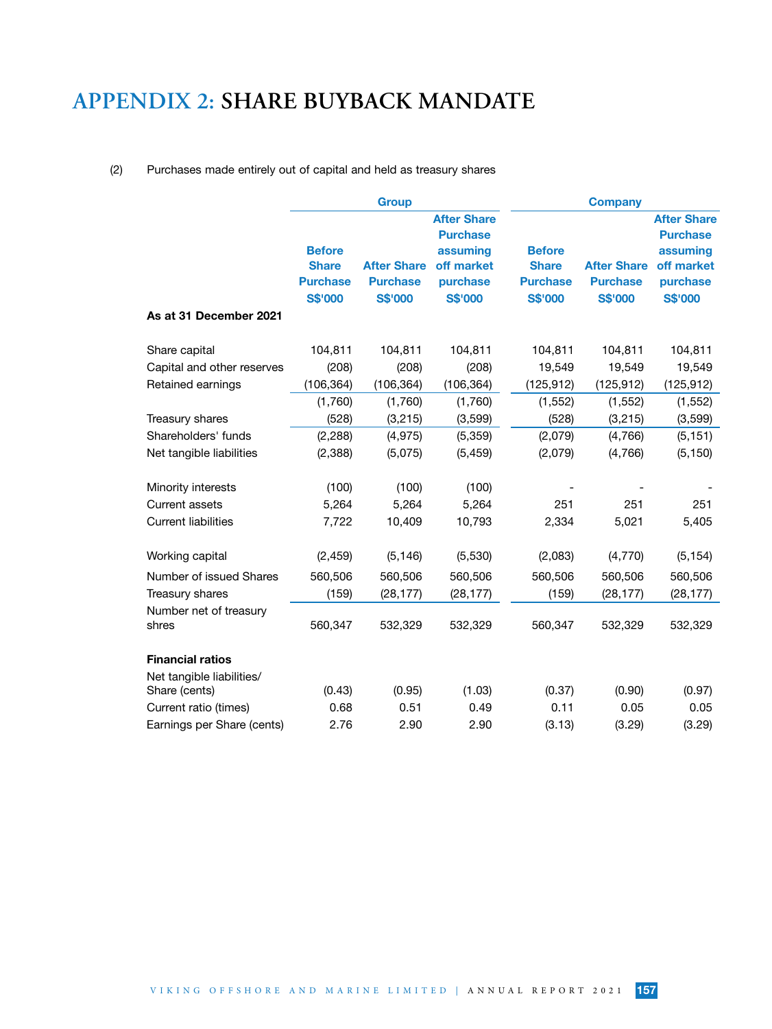# APPENDIX 2: SHARE BUYBACK MANDATE

(2) Purchases made entirely out of capital and held as treasury shares

| | Group | | | Company | | |
|---|---|---|---|---|---|---|
| As at 31 December 2021 | Before Share Purchase S$'000 | After Share Purchase S$'000 | After Share Purchase assuming off market purchase S$'000 | Before Share Purchase S$'000 | After Share Purchase S$'000 | After Share Purchase assuming off market purchase S$'000 |
| Share capital | 104,811 | 104,811 | 104,811 | 104,811 | 104,811 | 104,811 |
| Capital and other reserves | (208) | (208) | (208) | 19,549 | 19,549 | 19,549 |
| Retained earnings | (106,364) | (106,364) | (106,364) | (125,912) | (125,912) | (125,912) |
| | (1,760) | (1,760) | (1,760) | (1,552) | (1,552) | (1,552) |
| Treasury shares | (528) | (3,215) | (3,599) | (528) | (3,215) | (3,599) |
| Shareholders' funds | (2,288) | (4,975) | (5,359) | (2,079) | (4,766) | (5,151) |
| Net tangible liabilities | (2,388) | (5,075) | (5,459) | (2,079) | (4,766) | (5,150) |
| | | | | | | |
| Minority interests | (100) | (100) | (100) | - | - | - |
| Current assets | 5,264 | 5,264 | 5,264 | 251 | 251 | 251 |
| Current liabilities | 7,722 | 10,409 | 10,793 | 2,334 | 5,021 | 5,405 |
| | | | | | | |
| Working capital | (2,459) | (5,146) | (5,530) | (2,083) | (4,770) | (5,154) |
| Number of issued Shares | 560,506 | 560,506 | 560,506 | 560,506 | 560,506 | 560,506 |
| Treasury shares | (159) | (28,177) | (28,177) | (159) | (28,177) | (28,177) |
| Number net of treasury shres | 560,347 | 532,329 | 532,329 | 560,347 | 532,329 | 532,329 |
| | | | | | | |
| **Financial ratios** | | | | | | |
| Net tangible liabilities/ Share (cents) | (0.43) | (0.95) | (1.03) | (0.37) | (0.90) | (0.97) |
| Current ratio (times) | 0.68 | 0.51 | 0.49 | 0.11 | 0.05 | 0.05 |
| Earnings per Share (cents) | 2.76 | 2.90 | 2.90 | (3.13) | (3.29) | (3.29) |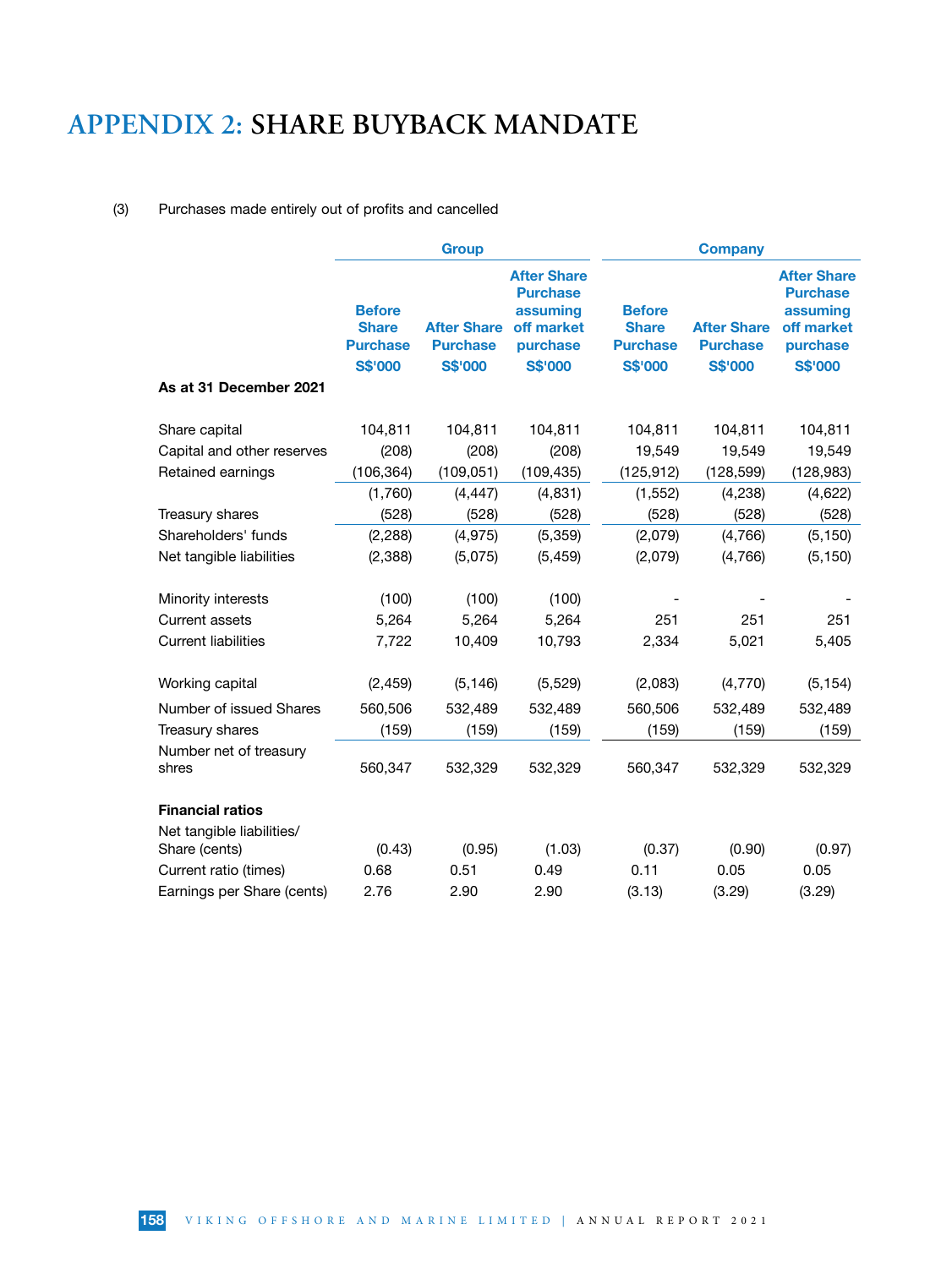# APPENDIX 2: SHARE BUYBACK MANDATE

(3) Purchases made entirely out of profits and cancelled

| | Group | | | Company | | |
|---|---|---|---|---|---|---|
| | Before Share Purchase S$'000 | After Share Purchase S$'000 | After Share Purchase assuming off market purchase S$'000 | Before Share Purchase S$'000 | After Share Purchase S$'000 | After Share Purchase assuming off market purchase S$'000 |
| **As at 31 December 2021** | | | | | | |
| Share capital | 104,811 | 104,811 | 104,811 | 104,811 | 104,811 | 104,811 |
| Capital and other reserves | (208) | (208) | (208) | 19,549 | 19,549 | 19,549 |
| Retained earnings | (106,364) | (109,051) | (109,435) | (125,912) | (128,599) | (128,983) |
| | (1,760) | (4,447) | (4,831) | (1,552) | (4,238) | (4,622) |
| Treasury shares | (528) | (528) | (528) | (528) | (528) | (528) |
| Shareholders' funds | (2,288) | (4,975) | (5,359) | (2,079) | (4,766) | (5,150) |
| Net tangible liabilities | (2,388) | (5,075) | (5,459) | (2,079) | (4,766) | (5,150) |
| | | | | | | |
| Minority interests | (100) | (100) | (100) | - | - | - |
| Current assets | 5,264 | 5,264 | 5,264 | 251 | 251 | 251 |
| Current liabilities | 7,722 | 10,409 | 10,793 | 2,334 | 5,021 | 5,405 |
| | | | | | | |
| Working capital | (2,459) | (5,146) | (5,529) | (2,083) | (4,770) | (5,154) |
| Number of issued Shares | 560,506 | 532,489 | 532,489 | 560,506 | 532,489 | 532,489 |
| Treasury shares | (159) | (159) | (159) | (159) | (159) | (159) |
| Number net of treasury shres | 560,347 | 532,329 | 532,329 | 560,347 | 532,329 | 532,329 |
| | | | | | | |
| **Financial ratios** | | | | | | |
| Net tangible liabilities/ Share (cents) | (0.43) | (0.95) | (1.03) | (0.37) | (0.90) | (0.97) |
| Current ratio (times) | 0.68 | 0.51 | 0.49 | 0.11 | 0.05 | 0.05 |
| Earnings per Share (cents) | 2.76 | 2.90 | 2.90 | (3.13) | (3.29) | (3.29) |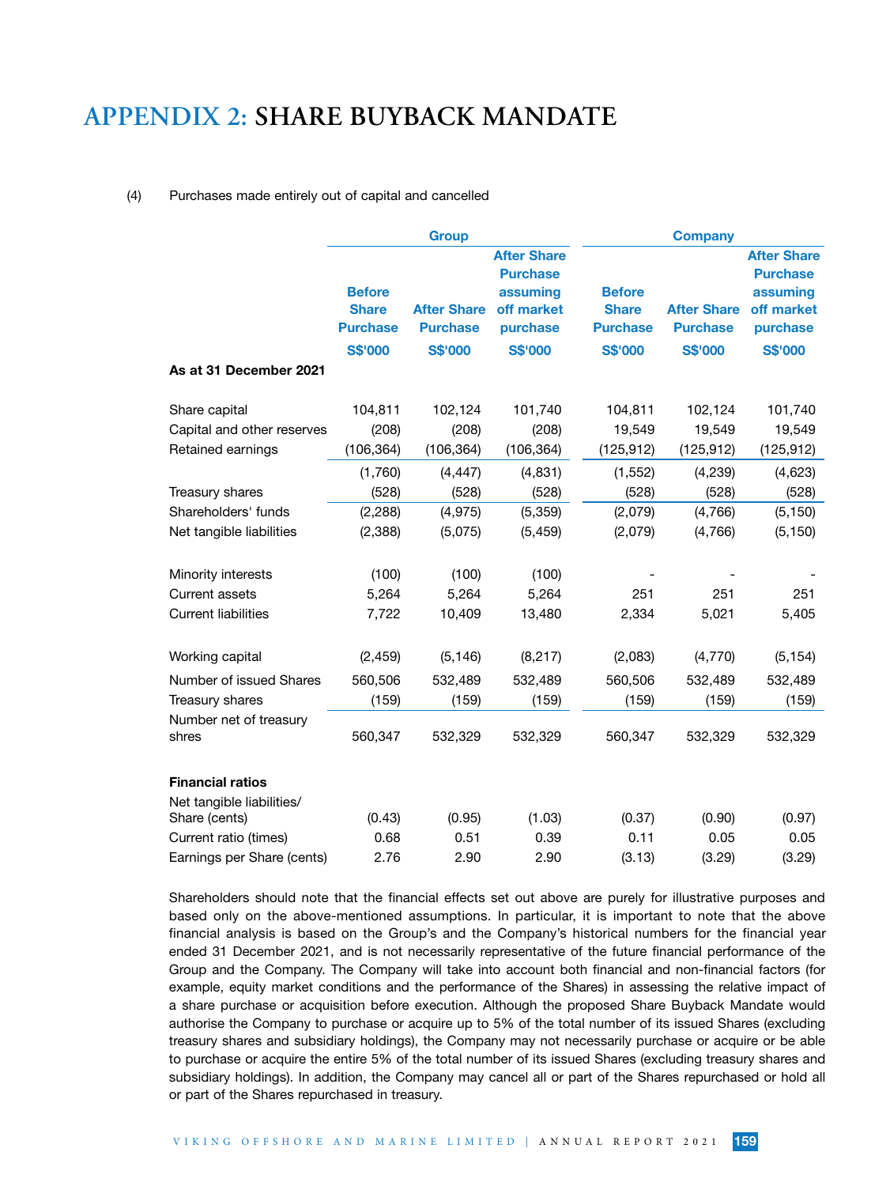# APPENDIX 2: SHARE BUYBACK MANDATE

(4) Purchases made entirely out of capital and cancelled

| | Group | | | Company | | |
|---|---|---|---|---|---|---|
| | Before Share Purchase | After Share Purchase | After Share Purchase assuming off market purchase | Before Share Purchase | After Share Purchase | After Share Purchase assuming off market purchase |
| | S$'000 | S$'000 | S$'000 | S$'000 | S$'000 | S$'000 |
| **As at 31 December 2021** | | | | | | |
| Share capital | 104,811 | 102,124 | 101,740 | 104,811 | 102,124 | 101,740 |
| Capital and other reserves | (208) | (208) | (208) | 19,549 | 19,549 | 19,549 |
| Retained earnings | (106,364) | (106,364) | (106,364) | (125,912) | (125,912) | (125,912) |
| | (1,760) | (4,447) | (4,831) | (1,552) | (4,239) | (4,623) |
| Treasury shares | (528) | (528) | (528) | (528) | (528) | (528) |
| Shareholders' funds | (2,288) | (4,975) | (5,359) | (2,079) | (4,766) | (5,150) |
| Net tangible liabilities | (2,388) | (5,075) | (5,459) | (2,079) | (4,766) | (5,150) |
| | | | | | | |
| Minority interests | (100) | (100) | (100) | - | - | - |
| Current assets | 5,264 | 5,264 | 5,264 | 251 | 251 | 251 |
| Current liabilities | 7,722 | 10,409 | 13,480 | 2,334 | 5,021 | 5,405 |
| | | | | | | |
| Working capital | (2,459) | (5,146) | (8,217) | (2,083) | (4,770) | (5,154) |
| Number of issued Shares | 560,506 | 532,489 | 532,489 | 560,506 | 532,489 | 532,489 |
| Treasury shares | (159) | (159) | (159) | (159) | (159) | (159) |
| Number net of treasury shres | 560,347 | 532,329 | 532,329 | 560,347 | 532,329 | 532,329 |
| | | | | | | |
| **Financial ratios** | | | | | | |
| Net tangible liabilities/ Share (cents) | (0.43) | (0.95) | (1.03) | (0.37) | (0.90) | (0.97) |
| Current ratio (times) | 0.68 | 0.51 | 0.39 | 0.11 | 0.05 | 0.05 |
| Earnings per Share (cents) | 2.76 | 2.90 | 2.90 | (3.13) | (3.29) | (3.29) |

Shareholders should note that the financial effects set out above are purely for illustrative purposes and based only on the above-mentioned assumptions. In particular, it is important to note that the above financial analysis is based on the Group's and the Company's historical numbers for the financial year ended 31 December 2021, and is not necessarily representative of the future financial performance of the Group and the Company. The Company will take into account both financial and non-financial factors (for example, equity market conditions and the performance of the Shares) in assessing the relative impact of a share purchase or acquisition before execution. Although the proposed Share Buyback Mandate would authorise the Company to purchase or acquire up to 5% of the total number of its issued Shares (excluding treasury shares and subsidiary holdings), the Company may not necessarily purchase or acquire or be able to purchase or acquire the entire 5% of the total number of its issued Shares (excluding treasury shares and subsidiary holdings). In addition, the Company may cancel all or part of the Shares repurchased or hold all or part of the Shares repurchased in treasury.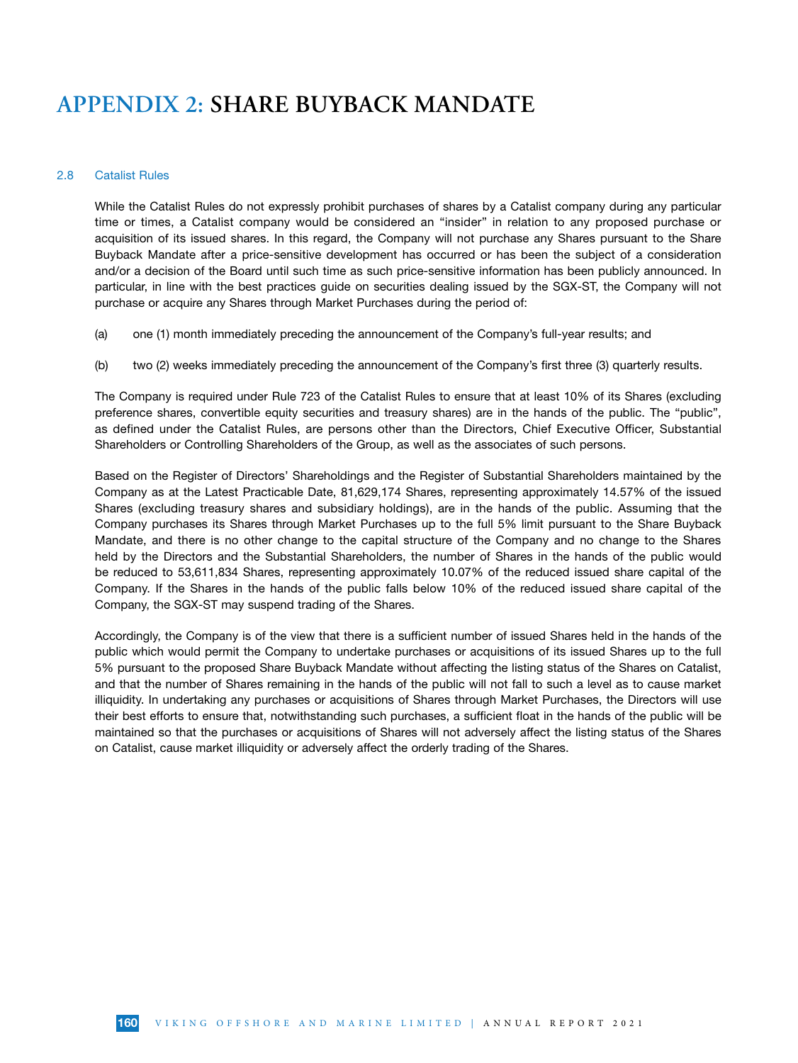# APPENDIX 2: SHARE BUYBACK MANDATE

## 2.8 Catalist Rules

While the Catalist Rules do not expressly prohibit purchases of shares by a Catalist company during any particular time or times, a Catalist company would be considered an "insider" in relation to any proposed purchase or acquisition of its issued shares. In this regard, the Company will not purchase any Shares pursuant to the Share Buyback Mandate after a price-sensitive development has occurred or has been the subject of a consideration and/or a decision of the Board until such time as such price-sensitive information has been publicly announced. In particular, in line with the best practices guide on securities dealing issued by the SGX-ST, the Company will not purchase or acquire any Shares through Market Purchases during the period of:

(a) one (1) month immediately preceding the announcement of the Company's full-year results; and

(b) two (2) weeks immediately preceding the announcement of the Company's first three (3) quarterly results.

The Company is required under Rule 723 of the Catalist Rules to ensure that at least 10% of its Shares (excluding preference shares, convertible equity securities and treasury shares) are in the hands of the public. The "public", as defined under the Catalist Rules, are persons other than the Directors, Chief Executive Officer, Substantial Shareholders or Controlling Shareholders of the Group, as well as the associates of such persons.

Based on the Register of Directors' Shareholdings and the Register of Substantial Shareholders maintained by the Company as at the Latest Practicable Date, 81,629,174 Shares, representing approximately 14.57% of the issued Shares (excluding treasury shares and subsidiary holdings), are in the hands of the public. Assuming that the Company purchases its Shares through Market Purchases up to the full 5% limit pursuant to the Share Buyback Mandate, and there is no other change to the capital structure of the Company and no change to the Shares held by the Directors and the Substantial Shareholders, the number of Shares in the hands of the public would be reduced to 53,611,834 Shares, representing approximately 10.07% of the reduced issued share capital of the Company. If the Shares in the hands of the public falls below 10% of the reduced issued share capital of the Company, the SGX-ST may suspend trading of the Shares.

Accordingly, the Company is of the view that there is a sufficient number of issued Shares held in the hands of the public which would permit the Company to undertake purchases or acquisitions of its issued Shares up to the full 5% pursuant to the proposed Share Buyback Mandate without affecting the listing status of the Shares on Catalist, and that the number of Shares remaining in the hands of the public will not fall to such a level as to cause market illiquidity. In undertaking any purchases or acquisitions of Shares through Market Purchases, the Directors will use their best efforts to ensure that, notwithstanding such purchases, a sufficient float in the hands of the public will be maintained so that the purchases or acquisitions of Shares will not adversely affect the listing status of the Shares on Catalist, cause market illiquidity or adversely affect the orderly trading of the Shares.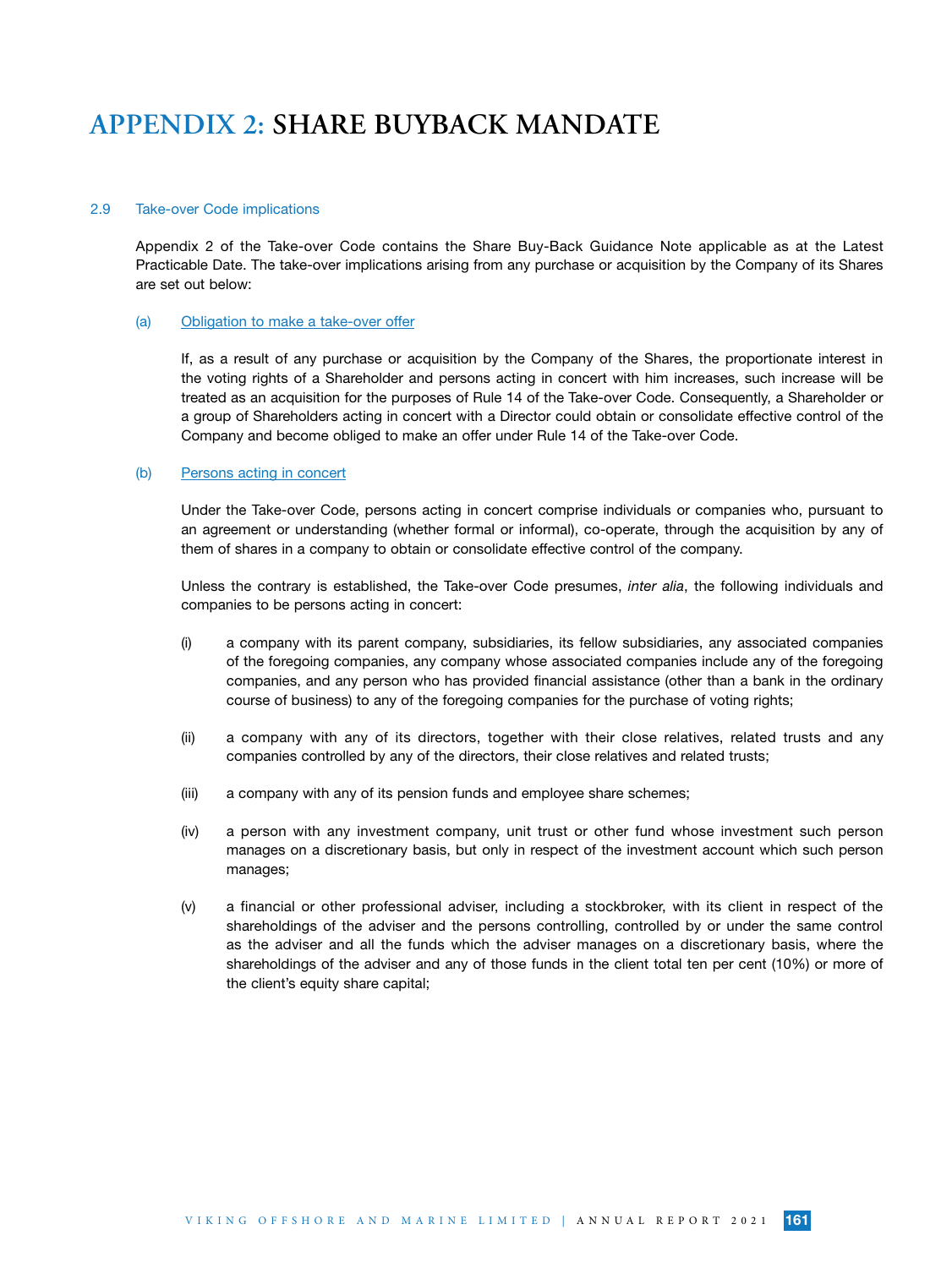# APPENDIX 2: SHARE BUYBACK MANDATE

## 2.9 Take-over Code implications

Appendix 2 of the Take-over Code contains the Share Buy-Back Guidance Note applicable as at the Latest Practicable Date. The take-over implications arising from any purchase or acquisition by the Company of its Shares are set out below:

### (a) Obligation to make a take-over offer

If, as a result of any purchase or acquisition by the Company of the Shares, the proportionate interest in the voting rights of a Shareholder and persons acting in concert with him increases, such increase will be treated as an acquisition for the purposes of Rule 14 of the Take-over Code. Consequently, a Shareholder or a group of Shareholders acting in concert with a Director could obtain or consolidate effective control of the Company and become obliged to make an offer under Rule 14 of the Take-over Code.

### (b) Persons acting in concert

Under the Take-over Code, persons acting in concert comprise individuals or companies who, pursuant to an agreement or understanding (whether formal or informal), co-operate, through the acquisition by any of them of shares in a company to obtain or consolidate effective control of the company.

Unless the contrary is established, the Take-over Code presumes, *inter alia*, the following individuals and companies to be persons acting in concert:

(i) a company with its parent company, subsidiaries, its fellow subsidiaries, any associated companies of the foregoing companies, any company whose associated companies include any of the foregoing companies, and any person who has provided financial assistance (other than a bank in the ordinary course of business) to any of the foregoing companies for the purchase of voting rights;

(ii) a company with any of its directors, together with their close relatives, related trusts and any companies controlled by any of the directors, their close relatives and related trusts;

(iii) a company with any of its pension funds and employee share schemes;

(iv) a person with any investment company, unit trust or other fund whose investment such person manages on a discretionary basis, but only in respect of the investment account which such person manages;

(v) a financial or other professional adviser, including a stockbroker, with its client in respect of the shareholdings of the adviser and the persons controlling, controlled by or under the same control as the adviser and all the funds which the adviser manages on a discretionary basis, where the shareholdings of the adviser and any of those funds in the client total ten per cent (10%) or more of the client's equity share capital;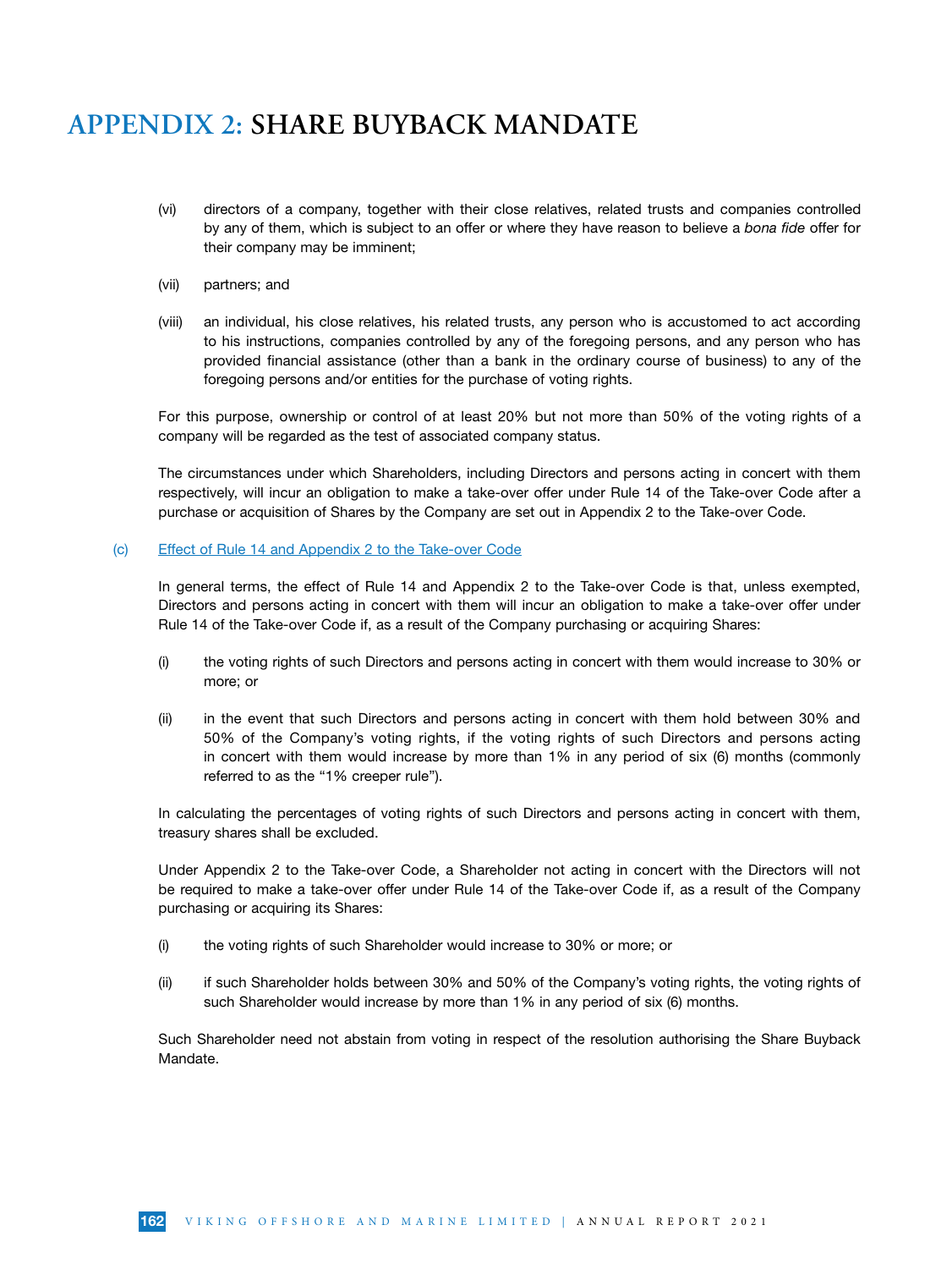# APPENDIX 2: SHARE BUYBACK MANDATE

(vi) directors of a company, together with their close relatives, related trusts and companies controlled by any of them, which is subject to an offer or where they have reason to believe a *bona fide* offer for their company may be imminent;

(vii) partners; and

(viii) an individual, his close relatives, his related trusts, any person who is accustomed to act according to his instructions, companies controlled by any of the foregoing persons, and any person who has provided financial assistance (other than a bank in the ordinary course of business) to any of the foregoing persons and/or entities for the purchase of voting rights.

For this purpose, ownership or control of at least 20% but not more than 50% of the voting rights of a company will be regarded as the test of associated company status.

The circumstances under which Shareholders, including Directors and persons acting in concert with them respectively, will incur an obligation to make a take-over offer under Rule 14 of the Take-over Code after a purchase or acquisition of Shares by the Company are set out in Appendix 2 to the Take-over Code.

(c) Effect of Rule 14 and Appendix 2 to the Take-over Code

In general terms, the effect of Rule 14 and Appendix 2 to the Take-over Code is that, unless exempted, Directors and persons acting in concert with them will incur an obligation to make a take-over offer under Rule 14 of the Take-over Code if, as a result of the Company purchasing or acquiring Shares:

(i) the voting rights of such Directors and persons acting in concert with them would increase to 30% or more; or

(ii) in the event that such Directors and persons acting in concert with them hold between 30% and 50% of the Company's voting rights, if the voting rights of such Directors and persons acting in concert with them would increase by more than 1% in any period of six (6) months (commonly referred to as the "1% creeper rule").

In calculating the percentages of voting rights of such Directors and persons acting in concert with them, treasury shares shall be excluded.

Under Appendix 2 to the Take-over Code, a Shareholder not acting in concert with the Directors will not be required to make a take-over offer under Rule 14 of the Take-over Code if, as a result of the Company purchasing or acquiring its Shares:

(i) the voting rights of such Shareholder would increase to 30% or more; or

(ii) if such Shareholder holds between 30% and 50% of the Company's voting rights, the voting rights of such Shareholder would increase by more than 1% in any period of six (6) months.

Such Shareholder need not abstain from voting in respect of the resolution authorising the Share Buyback Mandate.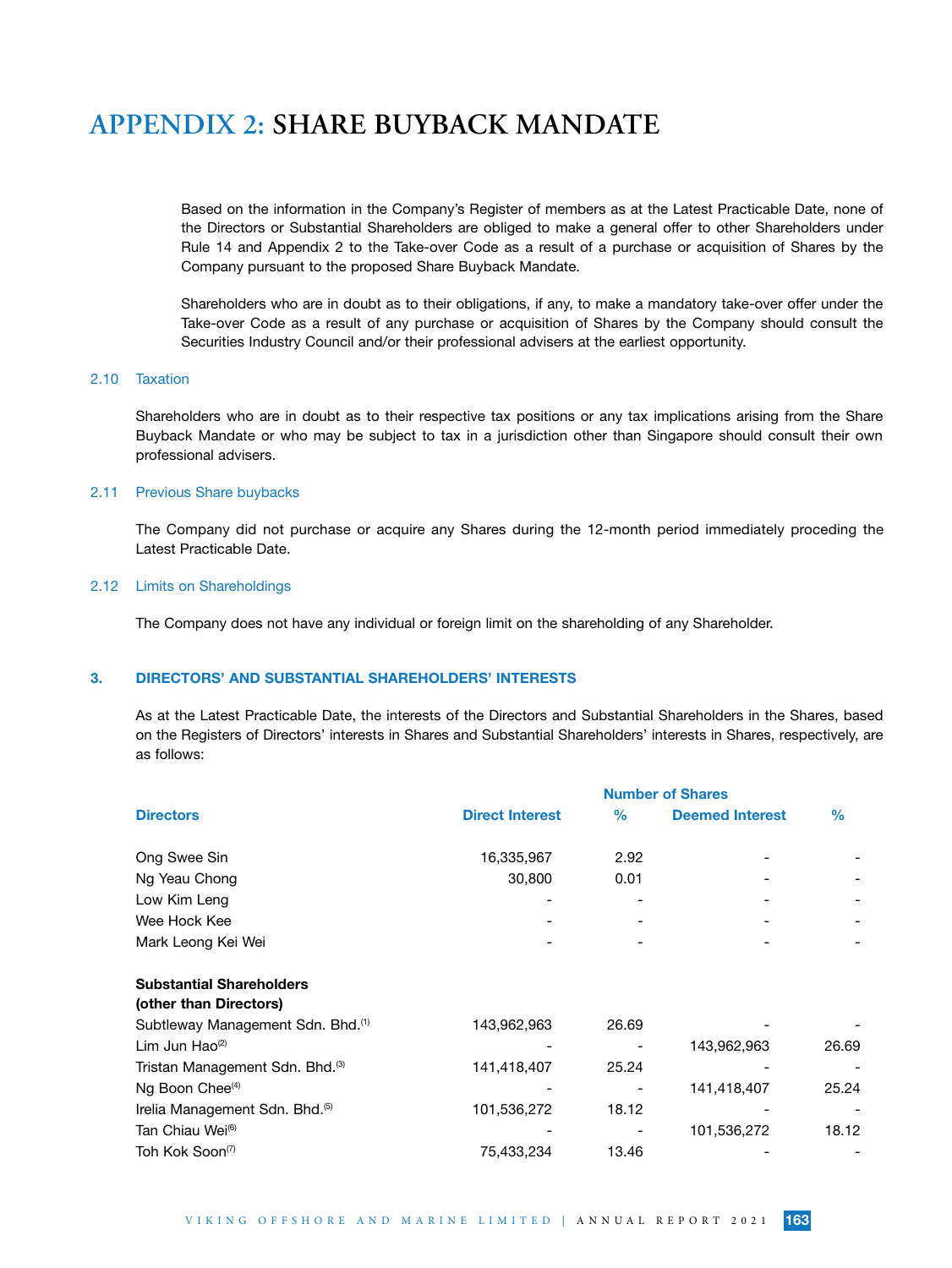# APPENDIX 2: SHARE BUYBACK MANDATE

Based on the information in the Company's Register of members as at the Latest Practicable Date, none of the Directors or Substantial Shareholders are obliged to make a general offer to other Shareholders under Rule 14 and Appendix 2 to the Take-over Code as a result of a purchase or acquisition of Shares by the Company pursuant to the proposed Share Buyback Mandate.

Shareholders who are in doubt as to their obligations, if any, to make a mandatory take-over offer under the Take-over Code as a result of any purchase or acquisition of Shares by the Company should consult the Securities Industry Council and/or their professional advisers at the earliest opportunity.

### 2.10 Taxation

Shareholders who are in doubt as to their respective tax positions or any tax implications arising from the Share Buyback Mandate or who may be subject to tax in a jurisdiction other than Singapore should consult their own professional advisers.

### 2.11 Previous Share buybacks

The Company did not purchase or acquire any Shares during the 12-month period immediately proceding the Latest Practicable Date.

### 2.12 Limits on Shareholdings

The Company does not have any individual or foreign limit on the shareholding of any Shareholder.

## 3. DIRECTORS' AND SUBSTANTIAL SHAREHOLDERS' INTERESTS

As at the Latest Practicable Date, the interests of the Directors and Substantial Shareholders in the Shares, based on the Registers of Directors' interests in Shares and Substantial Shareholders' interests in Shares, respectively, are as follows:

| | Number of Shares | | | |
|---|---|---|---|---|
| **Directors** | **Direct Interest** | **%** | **Deemed Interest** | **%** |
| Ong Swee Sin | 16,335,967 | 2.92 | - | - |
| Ng Yeau Chong | 30,800 | 0.01 | - | - |
| Low Kim Leng | - | - | - | - |
| Wee Hock Kee | - | - | - | - |
| Mark Leong Kei Wei | - | - | - | - |
| **Substantial Shareholders (other than Directors)** | | | | |
| Subtleway Management Sdn. Bhd.[1] | 143,962,963 | 26.69 | - | - |
| Lim Jun Hao[2] | - | - | 143,962,963 | 26.69 |
| Tristan Management Sdn. Bhd.[3] | 141,418,407 | 25.24 | - | - |
| Ng Boon Chee[4] | - | - | 141,418,407 | 25.24 |
| Irelia Management Sdn. Bhd.[5] | 101,536,272 | 18.12 | - | - |
| Tan Chiau Wei[6] | - | - | 101,536,272 | 18.12 |
| Toh Kok Soon[7] | 75,433,234 | 13.46 | - | - |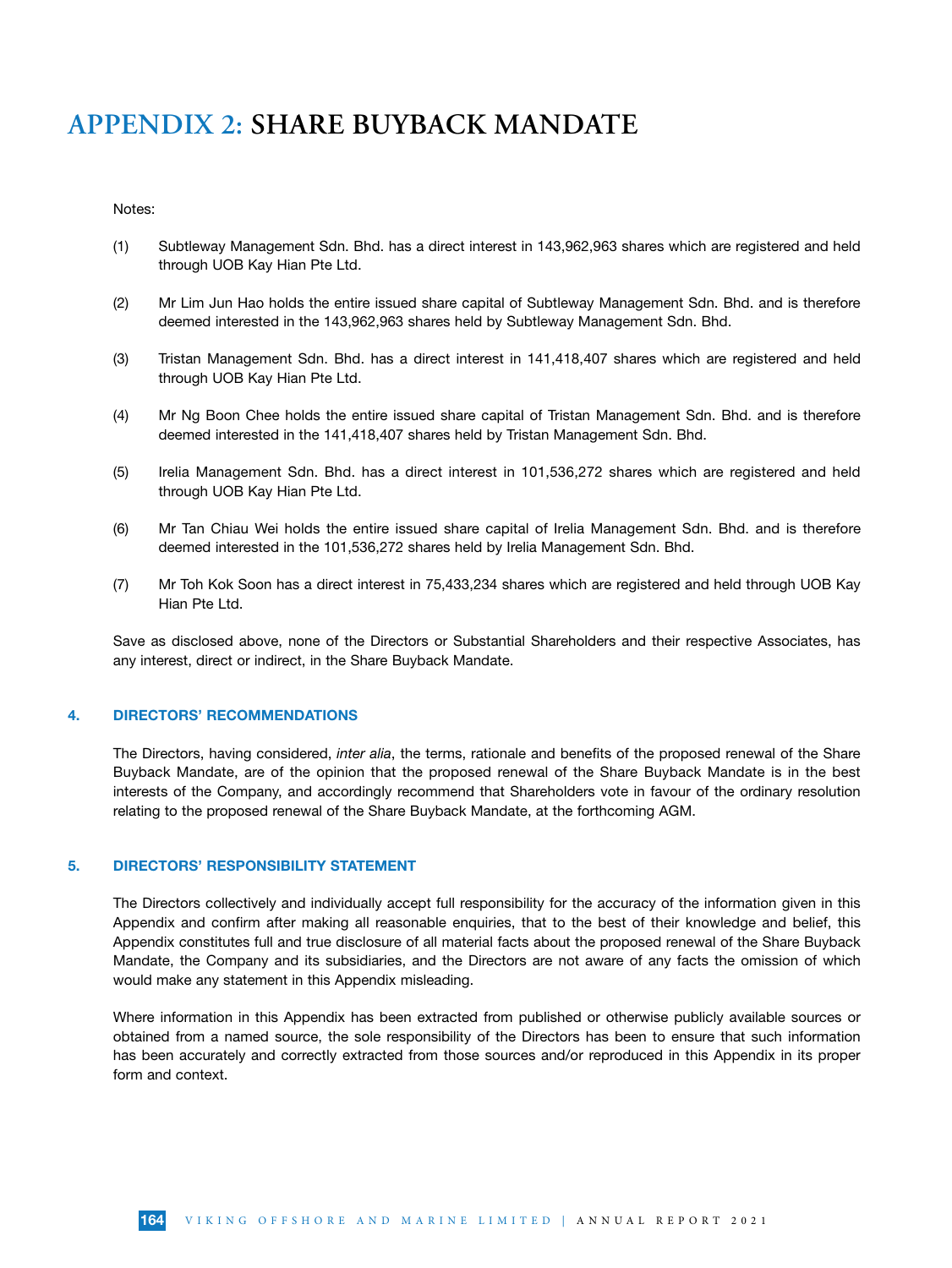# APPENDIX 2: SHARE BUYBACK MANDATE

Notes:

(1) Subtleway Management Sdn. Bhd. has a direct interest in 143,962,963 shares which are registered and held through UOB Kay Hian Pte Ltd.

(2) Mr Lim Jun Hao holds the entire issued share capital of Subtleway Management Sdn. Bhd. and is therefore deemed interested in the 143,962,963 shares held by Subtleway Management Sdn. Bhd.

(3) Tristan Management Sdn. Bhd. has a direct interest in 141,418,407 shares which are registered and held through UOB Kay Hian Pte Ltd.

(4) Mr Ng Boon Chee holds the entire issued share capital of Tristan Management Sdn. Bhd. and is therefore deemed interested in the 141,418,407 shares held by Tristan Management Sdn. Bhd.

(5) Irelia Management Sdn. Bhd. has a direct interest in 101,536,272 shares which are registered and held through UOB Kay Hian Pte Ltd.

(6) Mr Tan Chiau Wei holds the entire issued share capital of Irelia Management Sdn. Bhd. and is therefore deemed interested in the 101,536,272 shares held by Irelia Management Sdn. Bhd.

(7) Mr Toh Kok Soon has a direct interest in 75,433,234 shares which are registered and held through UOB Kay Hian Pte Ltd.

Save as disclosed above, none of the Directors or Substantial Shareholders and their respective Associates, has any interest, direct or indirect, in the Share Buyback Mandate.

## 4. DIRECTORS' RECOMMENDATIONS

The Directors, having considered, *inter alia*, the terms, rationale and benefits of the proposed renewal of the Share Buyback Mandate, are of the opinion that the proposed renewal of the Share Buyback Mandate is in the best interests of the Company, and accordingly recommend that Shareholders vote in favour of the ordinary resolution relating to the proposed renewal of the Share Buyback Mandate, at the forthcoming AGM.

## 5. DIRECTORS' RESPONSIBILITY STATEMENT

The Directors collectively and individually accept full responsibility for the accuracy of the information given in this Appendix and confirm after making all reasonable enquiries, that to the best of their knowledge and belief, this Appendix constitutes full and true disclosure of all material facts about the proposed renewal of the Share Buyback Mandate, the Company and its subsidiaries, and the Directors are not aware of any facts the omission of which would make any statement in this Appendix misleading.

Where information in this Appendix has been extracted from published or otherwise publicly available sources or obtained from a named source, the sole responsibility of the Directors has been to ensure that such information has been accurately and correctly extracted from those sources and/or reproduced in this Appendix in its proper form and context.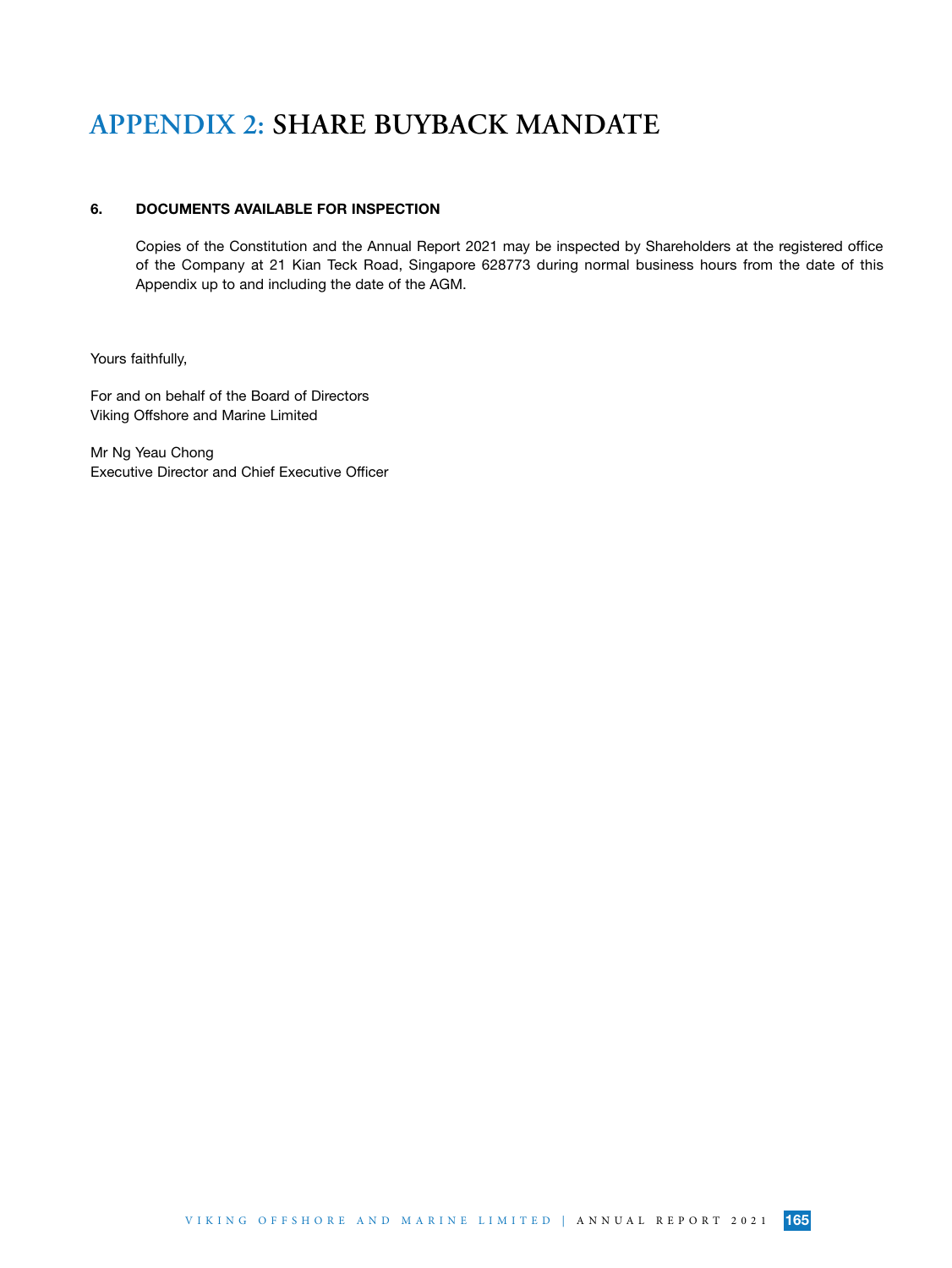# APPENDIX 2: SHARE BUYBACK MANDATE

### 6. DOCUMENTS AVAILABLE FOR INSPECTION

Copies of the Constitution and the Annual Report 2021 may be inspected by Shareholders at the registered office of the Company at 21 Kian Teck Road, Singapore 628773 during normal business hours from the date of this Appendix up to and including the date of the AGM.

Yours faithfully,

For and on behalf of the Board of Directors
Viking Offshore and Marine Limited

Mr Ng Yeau Chong
Executive Director and Chief Executive Officer